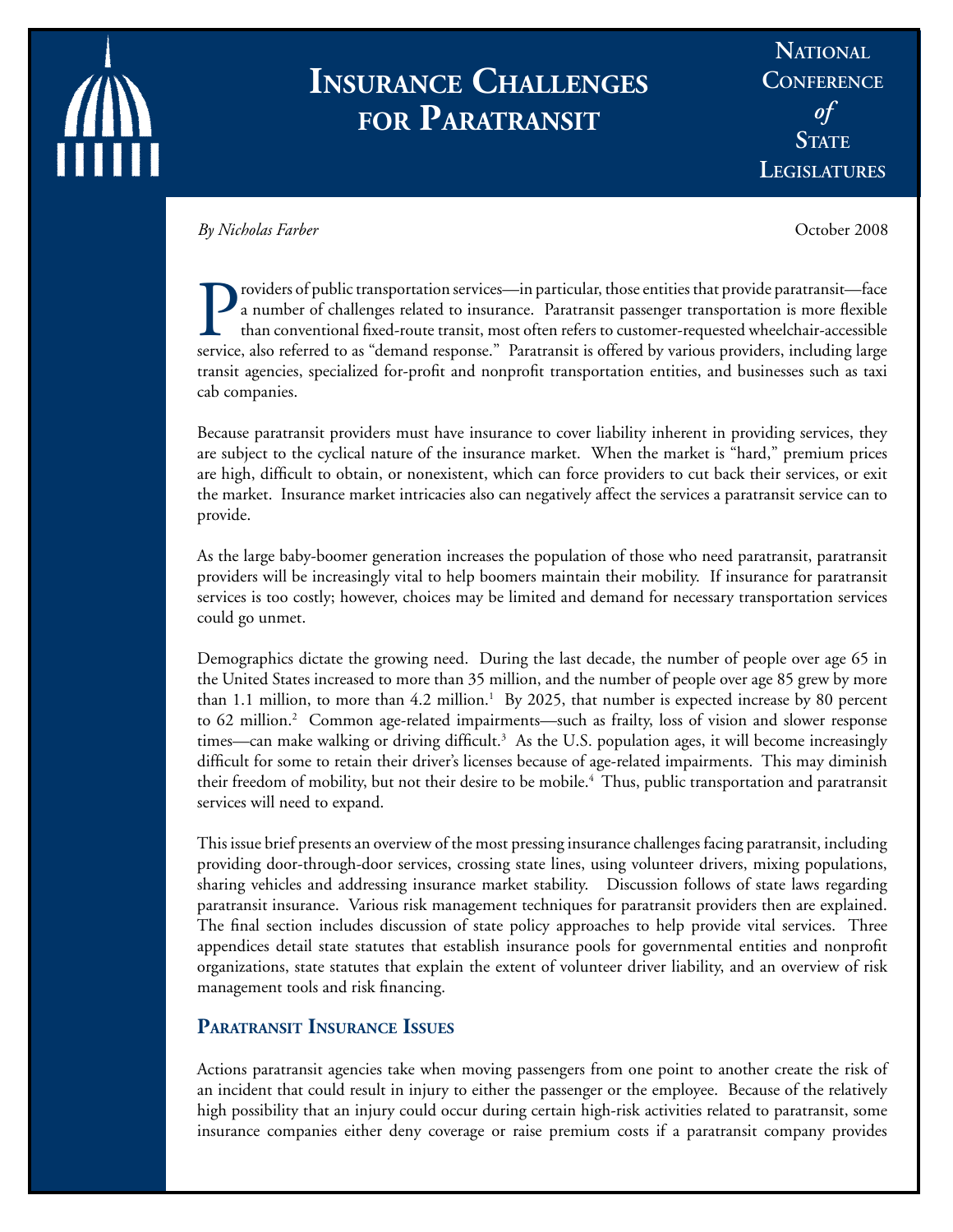# Insurance Challenges for Paratransit

National Conference *of* State Legislatures

*By Nicholas Farber*

October 2008

Providers of public transportation services—in particular, those entities that provide paratransit—face a number of challenges related to insurance. Paratransit passenger transportation is more flexible than conventional fixed-route transit, most often refers to customer-requested wheelchair-accessible service, also referred to as "demand response." Paratransit is offered by various providers, including large transit agencies, specialized for-profit and nonprofit transportation entities, and businesses such as taxi cab companies.

Because paratransit providers must have insurance to cover liability inherent in providing services, they are subject to the cyclical nature of the insurance market. When the market is "hard," premium prices are high, difficult to obtain, or nonexistent, which can force providers to cut back their services, or exit the market. Insurance market intricacies also can negatively affect the services a paratransit service can to provide.

As the large baby-boomer generation increases the population of those who need paratransit, paratransit providers will be increasingly vital to help boomers maintain their mobility. If insurance for paratransit services is too costly; however, choices may be limited and demand for necessary transportation services could go unmet.

Demographics dictate the growing need. During the last decade, the number of people over age 65 in the United States increased to more than 35 million, and the number of people over age 85 grew by more than 1.1 million, to more than 4.2 million.[1] By 2025, that number is expected increase by 80 percent to 62 million.[2] Common age-related impairments—such as frailty, loss of vision and slower response times—can make walking or driving difficult.[3] As the U.S. population ages, it will become increasingly difficult for some to retain their driver's licenses because of age-related impairments. This may diminish their freedom of mobility, but not their desire to be mobile.[4] Thus, public transportation and paratransit services will need to expand.

This issue brief presents an overview of the most pressing insurance challenges facing paratransit, including providing door-through-door services, crossing state lines, using volunteer drivers, mixing populations, sharing vehicles and addressing insurance market stability. Discussion follows of state laws regarding paratransit insurance. Various risk management techniques for paratransit providers then are explained. The final section includes discussion of state policy approaches to help provide vital services. Three appendices detail state statutes that establish insurance pools for governmental entities and nonprofit organizations, state statutes that explain the extent of volunteer driver liability, and an overview of risk management tools and risk financing.

## Paratransit Insurance Issues

Actions paratransit agencies take when moving passengers from one point to another create the risk of an incident that could result in injury to either the passenger or the employee. Because of the relatively high possibility that an injury could occur during certain high-risk activities related to paratransit, some insurance companies either deny coverage or raise premium costs if a paratransit company provides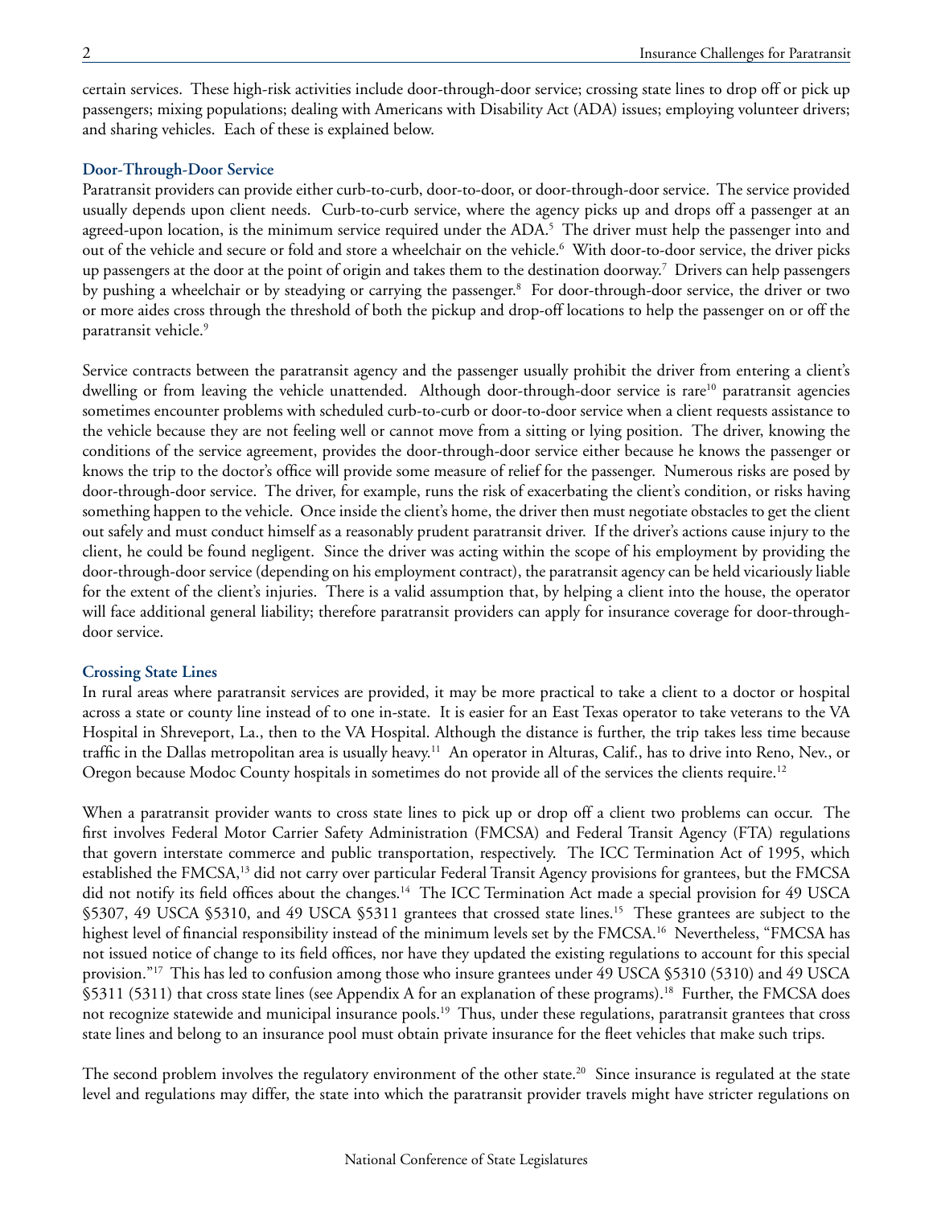certain services. These high-risk activities include door-through-door service; crossing state lines to drop off or pick up passengers; mixing populations; dealing with Americans with Disability Act (ADA) issues; employing volunteer drivers; and sharing vehicles. Each of these is explained below.

### Door-Through-Door Service

Paratransit providers can provide either curb-to-curb, door-to-door, or door-through-door service. The service provided usually depends upon client needs. Curb-to-curb service, where the agency picks up and drops off a passenger at an agreed-upon location, is the minimum service required under the ADA.[5] The driver must help the passenger into and out of the vehicle and secure or fold and store a wheelchair on the vehicle.[6] With door-to-door service, the driver picks up passengers at the door at the point of origin and takes them to the destination doorway.[7] Drivers can help passengers by pushing a wheelchair or by steadying or carrying the passenger.[8] For door-through-door service, the driver or two or more aides cross through the threshold of both the pickup and drop-off locations to help the passenger on or off the paratransit vehicle.[9]

Service contracts between the paratransit agency and the passenger usually prohibit the driver from entering a client's dwelling or from leaving the vehicle unattended. Although door-through-door service is rare[10] paratransit agencies sometimes encounter problems with scheduled curb-to-curb or door-to-door service when a client requests assistance to the vehicle because they are not feeling well or cannot move from a sitting or lying position. The driver, knowing the conditions of the service agreement, provides the door-through-door service either because he knows the passenger or knows the trip to the doctor's office will provide some measure of relief for the passenger. Numerous risks are posed by door-through-door service. The driver, for example, runs the risk of exacerbating the client's condition, or risks having something happen to the vehicle. Once inside the client's home, the driver then must negotiate obstacles to get the client out safely and must conduct himself as a reasonably prudent paratransit driver. If the driver's actions cause injury to the client, he could be found negligent. Since the driver was acting within the scope of his employment by providing the door-through-door service (depending on his employment contract), the paratransit agency can be held vicariously liable for the extent of the client's injuries. There is a valid assumption that, by helping a client into the house, the operator will face additional general liability; therefore paratransit providers can apply for insurance coverage for door-through-door service.

### Crossing State Lines

In rural areas where paratransit services are provided, it may be more practical to take a client to a doctor or hospital across a state or county line instead of to one in-state. It is easier for an East Texas operator to take veterans to the VA Hospital in Shreveport, La., then to the VA Hospital. Although the distance is further, the trip takes less time because traffic in the Dallas metropolitan area is usually heavy.[11] An operator in Alturas, Calif., has to drive into Reno, Nev., or Oregon because Modoc County hospitals in sometimes do not provide all of the services the clients require.[12]

When a paratransit provider wants to cross state lines to pick up or drop off a client two problems can occur. The first involves Federal Motor Carrier Safety Administration (FMCSA) and Federal Transit Agency (FTA) regulations that govern interstate commerce and public transportation, respectively. The ICC Termination Act of 1995, which established the FMCSA,[13] did not carry over particular Federal Transit Agency provisions for grantees, but the FMCSA did not notify its field offices about the changes.[14] The ICC Termination Act made a special provision for 49 USCA §5307, 49 USCA §5310, and 49 USCA §5311 grantees that crossed state lines.[15] These grantees are subject to the highest level of financial responsibility instead of the minimum levels set by the FMCSA.[16] Nevertheless, "FMCSA has not issued notice of change to its field offices, nor have they updated the existing regulations to account for this special provision."[17] This has led to confusion among those who insure grantees under 49 USCA §5310 (5310) and 49 USCA §5311 (5311) that cross state lines (see Appendix A for an explanation of these programs).[18] Further, the FMCSA does not recognize statewide and municipal insurance pools.[19] Thus, under these regulations, paratransit grantees that cross state lines and belong to an insurance pool must obtain private insurance for the fleet vehicles that make such trips.

The second problem involves the regulatory environment of the other state.[20] Since insurance is regulated at the state level and regulations may differ, the state into which the paratransit provider travels might have stricter regulations on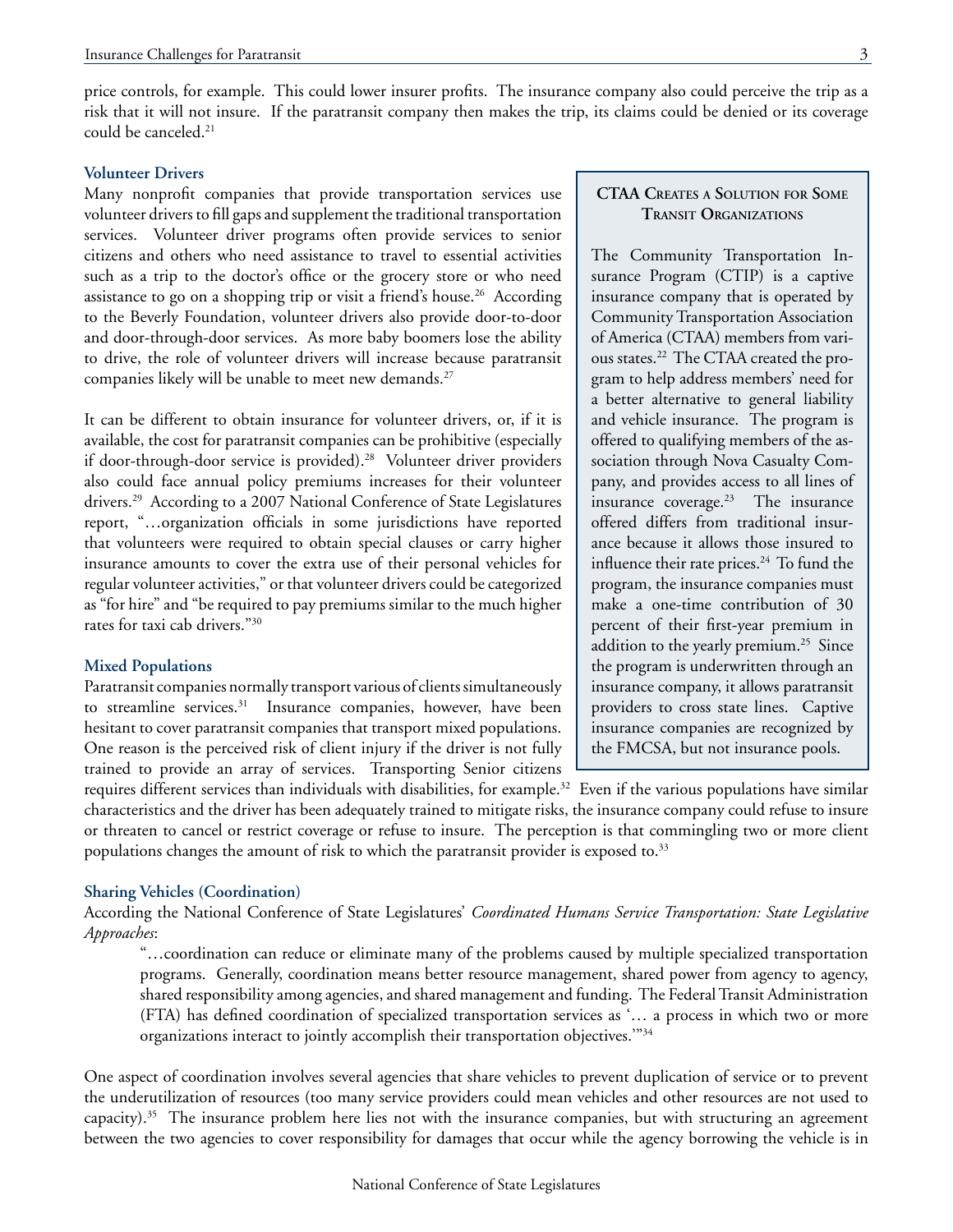price controls, for example. This could lower insurer profits. The insurance company also could perceive the trip as a risk that it will not insure. If the paratransit company then makes the trip, its claims could be denied or its coverage could be canceled.[21]

### Volunteer Drivers

Many nonprofit companies that provide transportation services use volunteer drivers to fill gaps and supplement the traditional transportation services. Volunteer driver programs often provide services to senior citizens and others who need assistance to travel to essential activities such as a trip to the doctor's office or the grocery store or who need assistance to go on a shopping trip or visit a friend's house.[26] According to the Beverly Foundation, volunteer drivers also provide door-to-door and door-through-door services. As more baby boomers lose the ability to drive, the role of volunteer drivers will increase because paratransit companies likely will be unable to meet new demands.[27]

It can be different to obtain insurance for volunteer drivers, or, if it is available, the cost for paratransit companies can be prohibitive (especially if door-through-door service is provided).[28] Volunteer driver providers also could face annual policy premiums increases for their volunteer drivers.[29] According to a 2007 National Conference of State Legislatures report, "…organization officials in some jurisdictions have reported that volunteers were required to obtain special clauses or carry higher insurance amounts to cover the extra use of their personal vehicles for regular volunteer activities," or that volunteer drivers could be categorized as "for hire" and "be required to pay premiums similar to the much higher rates for taxi cab drivers."[30]

> **CTAA Creates a Solution for Some Transit Organizations**
>
> The Community Transportation Insurance Program (CTIP) is a captive insurance company that is operated by Community Transportation Association of America (CTAA) members from various states.[22] The CTAA created the program to help address members' need for a better alternative to general liability and vehicle insurance. The program is offered to qualifying members of the association through Nova Casualty Company, and provides access to all lines of insurance coverage.[23] The insurance offered differs from traditional insurance because it allows those insured to influence their rate prices.[24] To fund the program, the insurance companies must make a one-time contribution of 30 percent of their first-year premium in addition to the yearly premium.[25] Since the program is underwritten through an insurance company, it allows paratransit providers to cross state lines. Captive insurance companies are recognized by the FMCSA, but not insurance pools.

### Mixed Populations

Paratransit companies normally transport various of clients simultaneously to streamline services.[31] Insurance companies, however, have been hesitant to cover paratransit companies that transport mixed populations. One reason is the perceived risk of client injury if the driver is not fully trained to provide an array of services. Transporting Senior citizens requires different services than individuals with disabilities, for example.[32] Even if the various populations have similar characteristics and the driver has been adequately trained to mitigate risks, the insurance company could refuse to insure or threaten to cancel or restrict coverage or refuse to insure. The perception is that commingling two or more client populations changes the amount of risk to which the paratransit provider is exposed to.[33]

### Sharing Vehicles (Coordination)

According the National Conference of State Legislatures' *Coordinated Humans Service Transportation: State Legislative Approaches*:

> "…coordination can reduce or eliminate many of the problems caused by multiple specialized transportation programs. Generally, coordination means better resource management, shared power from agency to agency, shared responsibility among agencies, and shared management and funding. The Federal Transit Administration (FTA) has defined coordination of specialized transportation services as '… a process in which two or more organizations interact to jointly accomplish their transportation objectives.'"[34]

One aspect of coordination involves several agencies that share vehicles to prevent duplication of service or to prevent the underutilization of resources (too many service providers could mean vehicles and other resources are not used to capacity).[35] The insurance problem here lies not with the insurance companies, but with structuring an agreement between the two agencies to cover responsibility for damages that occur while the agency borrowing the vehicle is in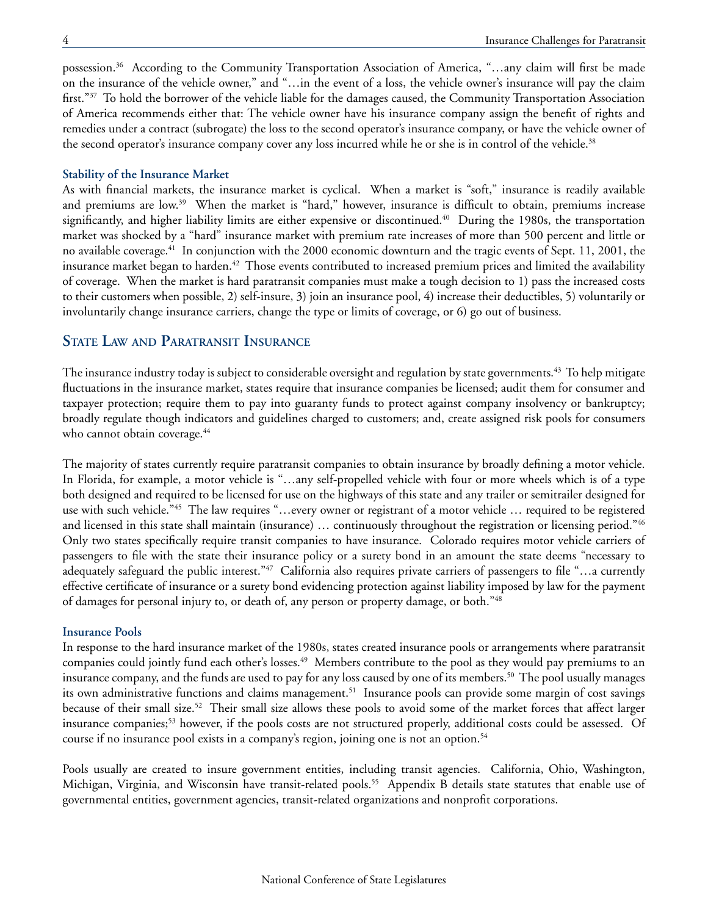possession.[36] According to the Community Transportation Association of America, "…any claim will first be made on the insurance of the vehicle owner," and "…in the event of a loss, the vehicle owner's insurance will pay the claim first."[37] To hold the borrower of the vehicle liable for the damages caused, the Community Transportation Association of America recommends either that: The vehicle owner have his insurance company assign the benefit of rights and remedies under a contract (subrogate) the loss to the second operator's insurance company, or have the vehicle owner of the second operator's insurance company cover any loss incurred while he or she is in control of the vehicle.[38]

### Stability of the Insurance Market

As with financial markets, the insurance market is cyclical. When a market is "soft," insurance is readily available and premiums are low.[39] When the market is "hard," however, insurance is difficult to obtain, premiums increase significantly, and higher liability limits are either expensive or discontinued.[40] During the 1980s, the transportation market was shocked by a "hard" insurance market with premium rate increases of more than 500 percent and little or no available coverage.[41] In conjunction with the 2000 economic downturn and the tragic events of Sept. 11, 2001, the insurance market began to harden.[42] Those events contributed to increased premium prices and limited the availability of coverage. When the market is hard paratransit companies must make a tough decision to 1) pass the increased costs to their customers when possible, 2) self-insure, 3) join an insurance pool, 4) increase their deductibles, 5) voluntarily or involuntarily change insurance carriers, change the type or limits of coverage, or 6) go out of business.

## State Law and Paratransit Insurance

The insurance industry today is subject to considerable oversight and regulation by state governments.[43] To help mitigate fluctuations in the insurance market, states require that insurance companies be licensed; audit them for consumer and taxpayer protection; require them to pay into guaranty funds to protect against company insolvency or bankruptcy; broadly regulate though indicators and guidelines charged to customers; and, create assigned risk pools for consumers who cannot obtain coverage.[44]

The majority of states currently require paratransit companies to obtain insurance by broadly defining a motor vehicle. In Florida, for example, a motor vehicle is "…any self-propelled vehicle with four or more wheels which is of a type both designed and required to be licensed for use on the highways of this state and any trailer or semitrailer designed for use with such vehicle."[45] The law requires "…every owner or registrant of a motor vehicle … required to be registered and licensed in this state shall maintain (insurance) … continuously throughout the registration or licensing period."[46] Only two states specifically require transit companies to have insurance. Colorado requires motor vehicle carriers of passengers to file with the state their insurance policy or a surety bond in an amount the state deems "necessary to adequately safeguard the public interest."[47] California also requires private carriers of passengers to file "…a currently effective certificate of insurance or a surety bond evidencing protection against liability imposed by law for the payment of damages for personal injury to, or death of, any person or property damage, or both."[48]

### Insurance Pools

In response to the hard insurance market of the 1980s, states created insurance pools or arrangements where paratransit companies could jointly fund each other's losses.[49] Members contribute to the pool as they would pay premiums to an insurance company, and the funds are used to pay for any loss caused by one of its members.[50] The pool usually manages its own administrative functions and claims management.[51] Insurance pools can provide some margin of cost savings because of their small size.[52] Their small size allows these pools to avoid some of the market forces that affect larger insurance companies;[53] however, if the pools costs are not structured properly, additional costs could be assessed. Of course if no insurance pool exists in a company's region, joining one is not an option.[54]

Pools usually are created to insure government entities, including transit agencies. California, Ohio, Washington, Michigan, Virginia, and Wisconsin have transit-related pools.[55] Appendix B details state statutes that enable use of governmental entities, government agencies, transit-related organizations and nonprofit corporations.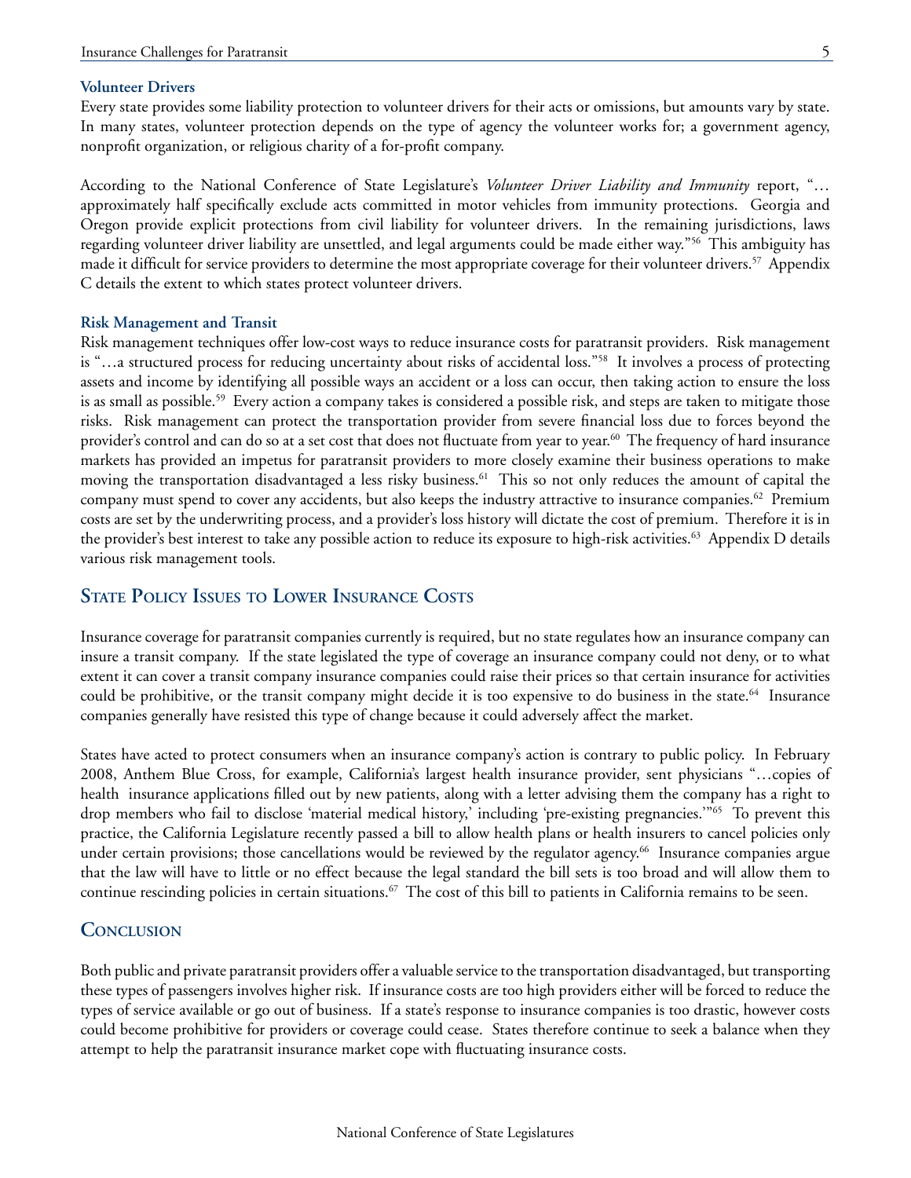### Volunteer Drivers

Every state provides some liability protection to volunteer drivers for their acts or omissions, but amounts vary by state. In many states, volunteer protection depends on the type of agency the volunteer works for; a government agency, nonprofit organization, or religious charity of a for-profit company.

According to the National Conference of State Legislature's *Volunteer Driver Liability and Immunity* report, "… approximately half specifically exclude acts committed in motor vehicles from immunity protections. Georgia and Oregon provide explicit protections from civil liability for volunteer drivers. In the remaining jurisdictions, laws regarding volunteer driver liability are unsettled, and legal arguments could be made either way."[56] This ambiguity has made it difficult for service providers to determine the most appropriate coverage for their volunteer drivers.[57] Appendix C details the extent to which states protect volunteer drivers.

### Risk Management and Transit

Risk management techniques offer low-cost ways to reduce insurance costs for paratransit providers. Risk management is "…a structured process for reducing uncertainty about risks of accidental loss."[58] It involves a process of protecting assets and income by identifying all possible ways an accident or a loss can occur, then taking action to ensure the loss is as small as possible.[59] Every action a company takes is considered a possible risk, and steps are taken to mitigate those risks. Risk management can protect the transportation provider from severe financial loss due to forces beyond the provider's control and can do so at a set cost that does not fluctuate from year to year.[60] The frequency of hard insurance markets has provided an impetus for paratransit providers to more closely examine their business operations to make moving the transportation disadvantaged a less risky business.[61] This so not only reduces the amount of capital the company must spend to cover any accidents, but also keeps the industry attractive to insurance companies.[62] Premium costs are set by the underwriting process, and a provider's loss history will dictate the cost of premium. Therefore it is in the provider's best interest to take any possible action to reduce its exposure to high-risk activities.[63] Appendix D details various risk management tools.

## State Policy Issues to Lower Insurance Costs

Insurance coverage for paratransit companies currently is required, but no state regulates how an insurance company can insure a transit company. If the state legislated the type of coverage an insurance company could not deny, or to what extent it can cover a transit company insurance companies could raise their prices so that certain insurance for activities could be prohibitive, or the transit company might decide it is too expensive to do business in the state.[64] Insurance companies generally have resisted this type of change because it could adversely affect the market.

States have acted to protect consumers when an insurance company's action is contrary to public policy. In February 2008, Anthem Blue Cross, for example, California's largest health insurance provider, sent physicians "…copies of health insurance applications filled out by new patients, along with a letter advising them the company has a right to drop members who fail to disclose 'material medical history,' including 'pre-existing pregnancies.'"[65] To prevent this practice, the California Legislature recently passed a bill to allow health plans or health insurers to cancel policies only under certain provisions; those cancellations would be reviewed by the regulator agency.[66] Insurance companies argue that the law will have to little or no effect because the legal standard the bill sets is too broad and will allow them to continue rescinding policies in certain situations.[67] The cost of this bill to patients in California remains to be seen.

## Conclusion

Both public and private paratransit providers offer a valuable service to the transportation disadvantaged, but transporting these types of passengers involves higher risk. If insurance costs are too high providers either will be forced to reduce the types of service available or go out of business. If a state's response to insurance companies is too drastic, however costs could become prohibitive for providers or coverage could cease. States therefore continue to seek a balance when they attempt to help the paratransit insurance market cope with fluctuating insurance costs.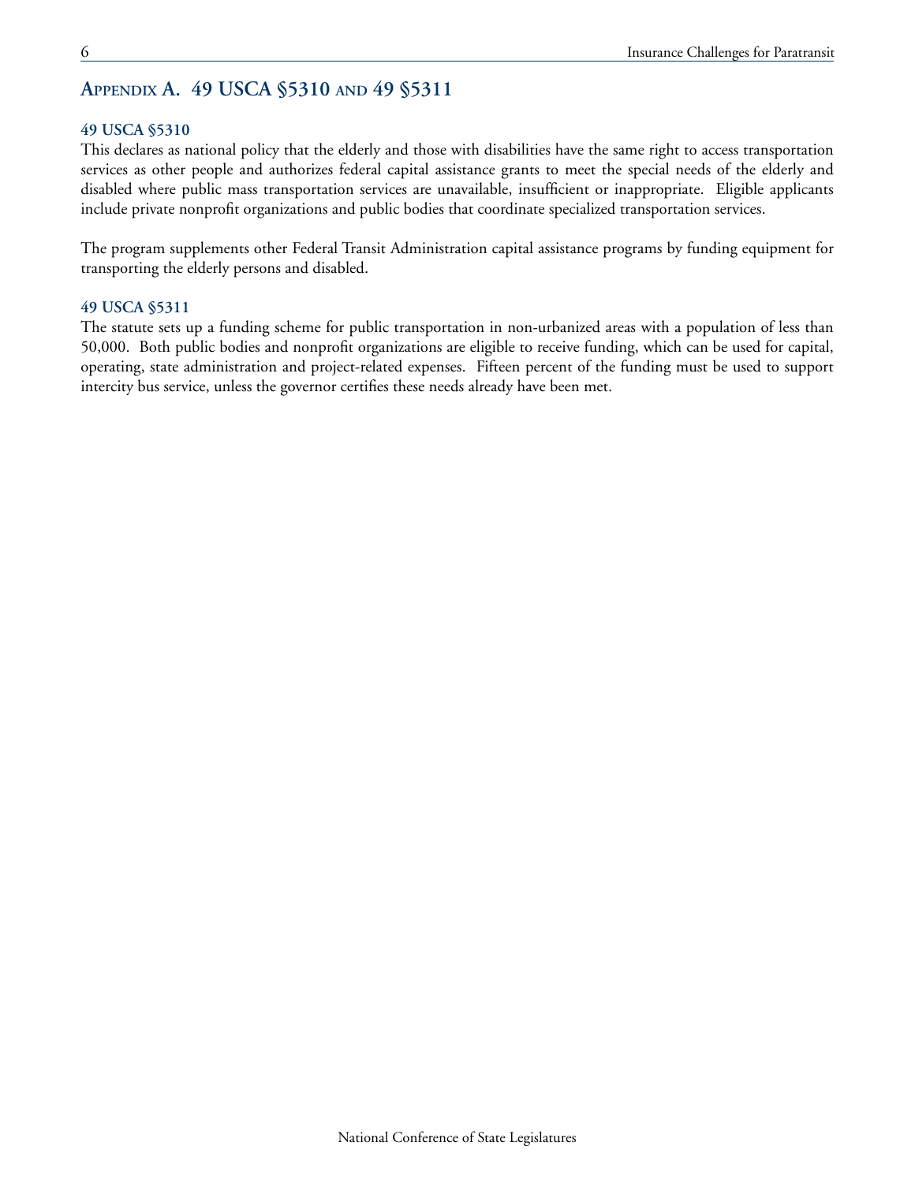## Appendix A. 49 USCA §5310 and 49 §5311

### 49 USCA §5310

This declares as national policy that the elderly and those with disabilities have the same right to access transportation services as other people and authorizes federal capital assistance grants to meet the special needs of the elderly and disabled where public mass transportation services are unavailable, insufficient or inappropriate. Eligible applicants include private nonprofit organizations and public bodies that coordinate specialized transportation services.

The program supplements other Federal Transit Administration capital assistance programs by funding equipment for transporting the elderly persons and disabled.

### 49 USCA §5311

The statute sets up a funding scheme for public transportation in non-urbanized areas with a population of less than 50,000. Both public bodies and nonprofit organizations are eligible to receive funding, which can be used for capital, operating, state administration and project-related expenses. Fifteen percent of the funding must be used to support intercity bus service, unless the governor certifies these needs already have been met.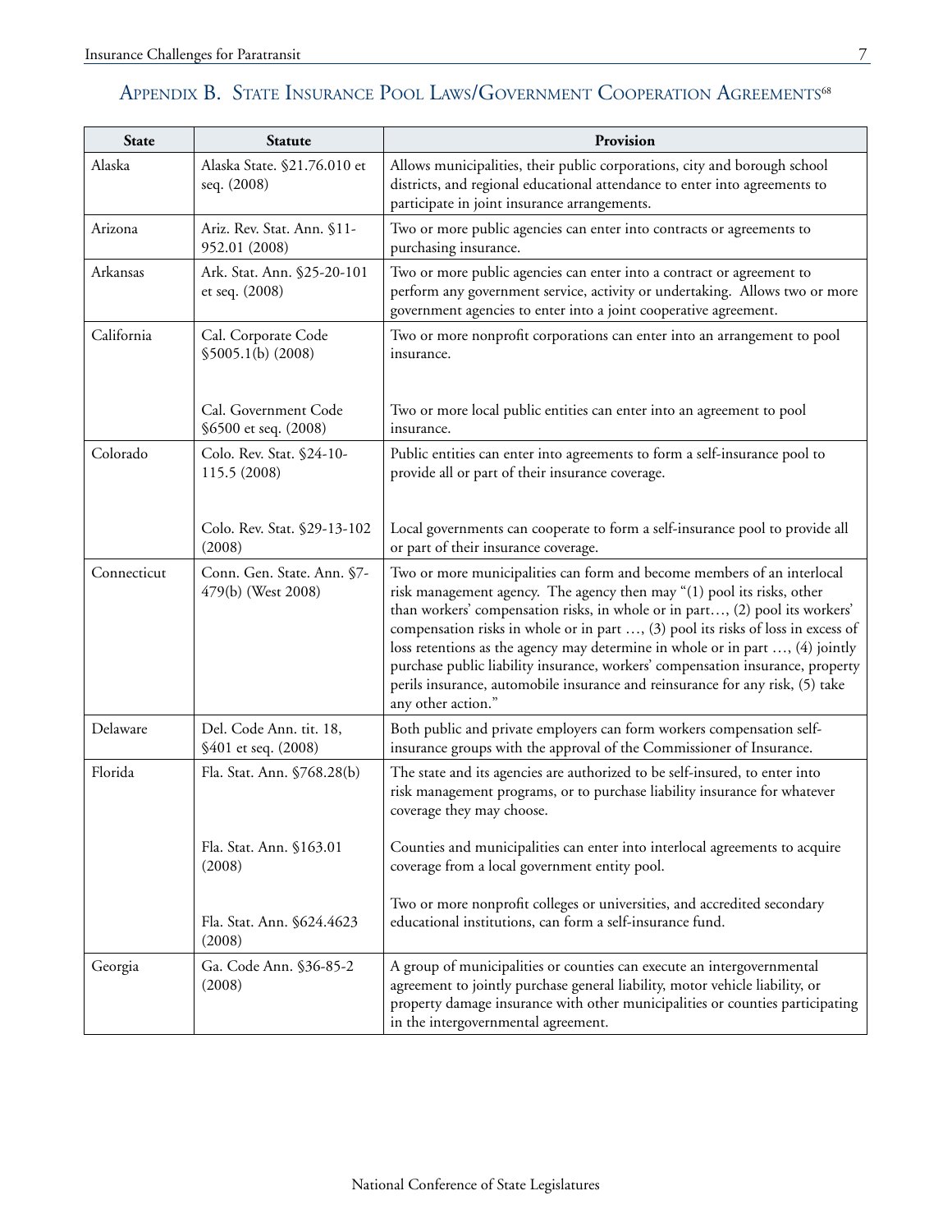## Appendix B. State Insurance Pool Laws/Government Cooperation Agreements[68]

| State | Statute | Provision |
|---|---|---|
| Alaska | Alaska State. §21.76.010 et seq. (2008) | Allows municipalities, their public corporations, city and borough school districts, and regional educational attendance to enter into agreements to participate in joint insurance arrangements. |
| Arizona | Ariz. Rev. Stat. Ann. §11-952.01 (2008) | Two or more public agencies can enter into contracts or agreements to purchasing insurance. |
| Arkansas | Ark. Stat. Ann. §25-20-101 et seq. (2008) | Two or more public agencies can enter into a contract or agreement to perform any government service, activity or undertaking. Allows two or more government agencies to enter into a joint cooperative agreement. |
| California | Cal. Corporate Code §5005.1(b) (2008) | Two or more nonprofit corporations can enter into an arrangement to pool insurance. |
| | Cal. Government Code §6500 et seq. (2008) | Two or more local public entities can enter into an agreement to pool insurance. |
| Colorado | Colo. Rev. Stat. §24-10-115.5 (2008) | Public entities can enter into agreements to form a self-insurance pool to provide all or part of their insurance coverage. |
| | Colo. Rev. Stat. §29-13-102 (2008) | Local governments can cooperate to form a self-insurance pool to provide all or part of their insurance coverage. |
| Connecticut | Conn. Gen. State. Ann. §7-479(b) (West 2008) | Two or more municipalities can form and become members of an interlocal risk management agency. The agency then may "(1) pool its risks, other than workers' compensation risks, in whole or in part…, (2) pool its workers' compensation risks in whole or in part …, (3) pool its risks of loss in excess of loss retentions as the agency may determine in whole or in part …, (4) jointly purchase public liability insurance, workers' compensation insurance, property perils insurance, automobile insurance and reinsurance for any risk, (5) take any other action." |
| Delaware | Del. Code Ann. tit. 18, §401 et seq. (2008) | Both public and private employers can form workers compensation self-insurance groups with the approval of the Commissioner of Insurance. |
| Florida | Fla. Stat. Ann. §768.28(b) | The state and its agencies are authorized to be self-insured, to enter into risk management programs, or to purchase liability insurance for whatever coverage they may choose. |
| | Fla. Stat. Ann. §163.01 (2008) | Counties and municipalities can enter into interlocal agreements to acquire coverage from a local government entity pool. |
| | Fla. Stat. Ann. §624.4623 (2008) | Two or more nonprofit colleges or universities, and accredited secondary educational institutions, can form a self-insurance fund. |
| Georgia | Ga. Code Ann. §36-85-2 (2008) | A group of municipalities or counties can execute an intergovernmental agreement to jointly purchase general liability, motor vehicle liability, or property damage insurance with other municipalities or counties participating in the intergovernmental agreement. |

National Conference of State Legislatures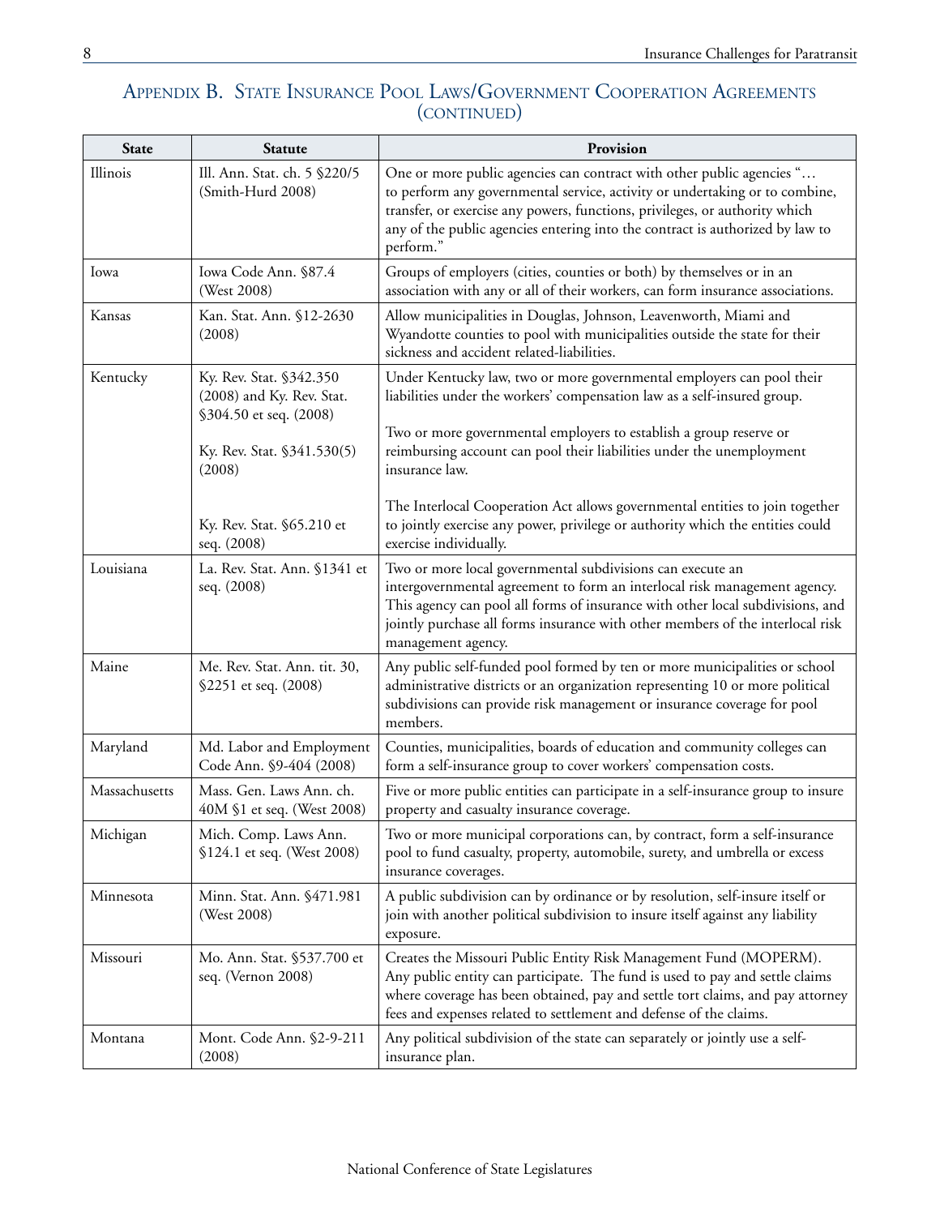## Appendix B. State Insurance Pool Laws/Government Cooperation Agreements (continued)

| State | Statute | Provision |
|---|---|---|
| Illinois | Ill. Ann. Stat. ch. 5 §220/5 (Smith-Hurd 2008) | One or more public agencies can contract with other public agencies "… to perform any governmental service, activity or undertaking or to combine, transfer, or exercise any powers, functions, privileges, or authority which any of the public agencies entering into the contract is authorized by law to perform." |
| Iowa | Iowa Code Ann. §87.4 (West 2008) | Groups of employers (cities, counties or both) by themselves or in an association with any or all of their workers, can form insurance associations. |
| Kansas | Kan. Stat. Ann. §12-2630 (2008) | Allow municipalities in Douglas, Johnson, Leavenworth, Miami and Wyandotte counties to pool with municipalities outside the state for their sickness and accident related-liabilities. |
| Kentucky | Ky. Rev. Stat. §342.350 (2008) and Ky. Rev. Stat. §304.50 et seq. (2008) | Under Kentucky law, two or more governmental employers can pool their liabilities under the workers' compensation law as a self-insured group. |
| | Ky. Rev. Stat. §341.530(5) (2008) | Two or more governmental employers to establish a group reserve or reimbursing account can pool their liabilities under the unemployment insurance law. |
| | Ky. Rev. Stat. §65.210 et seq. (2008) | The Interlocal Cooperation Act allows governmental entities to join together to jointly exercise any power, privilege or authority which the entities could exercise individually. |
| Louisiana | La. Rev. Stat. Ann. §1341 et seq. (2008) | Two or more local governmental subdivisions can execute an intergovernmental agreement to form an interlocal risk management agency. This agency can pool all forms of insurance with other local subdivisions, and jointly purchase all forms insurance with other members of the interlocal risk management agency. |
| Maine | Me. Rev. Stat. Ann. tit. 30, §2251 et seq. (2008) | Any public self-funded pool formed by ten or more municipalities or school administrative districts or an organization representing 10 or more political subdivisions can provide risk management or insurance coverage for pool members. |
| Maryland | Md. Labor and Employment Code Ann. §9-404 (2008) | Counties, municipalities, boards of education and community colleges can form a self-insurance group to cover workers' compensation costs. |
| Massachusetts | Mass. Gen. Laws Ann. ch. 40M §1 et seq. (West 2008) | Five or more public entities can participate in a self-insurance group to insure property and casualty insurance coverage. |
| Michigan | Mich. Comp. Laws Ann. §124.1 et seq. (West 2008) | Two or more municipal corporations can, by contract, form a self-insurance pool to fund casualty, property, automobile, surety, and umbrella or excess insurance coverages. |
| Minnesota | Minn. Stat. Ann. §471.981 (West 2008) | A public subdivision can by ordinance or by resolution, self-insure itself or join with another political subdivision to insure itself against any liability exposure. |
| Missouri | Mo. Ann. Stat. §537.700 et seq. (Vernon 2008) | Creates the Missouri Public Entity Risk Management Fund (MOPERM). Any public entity can participate. The fund is used to pay and settle claims where coverage has been obtained, pay and settle tort claims, and pay attorney fees and expenses related to settlement and defense of the claims. |
| Montana | Mont. Code Ann. §2-9-211 (2008) | Any political subdivision of the state can separately or jointly use a self-insurance plan. |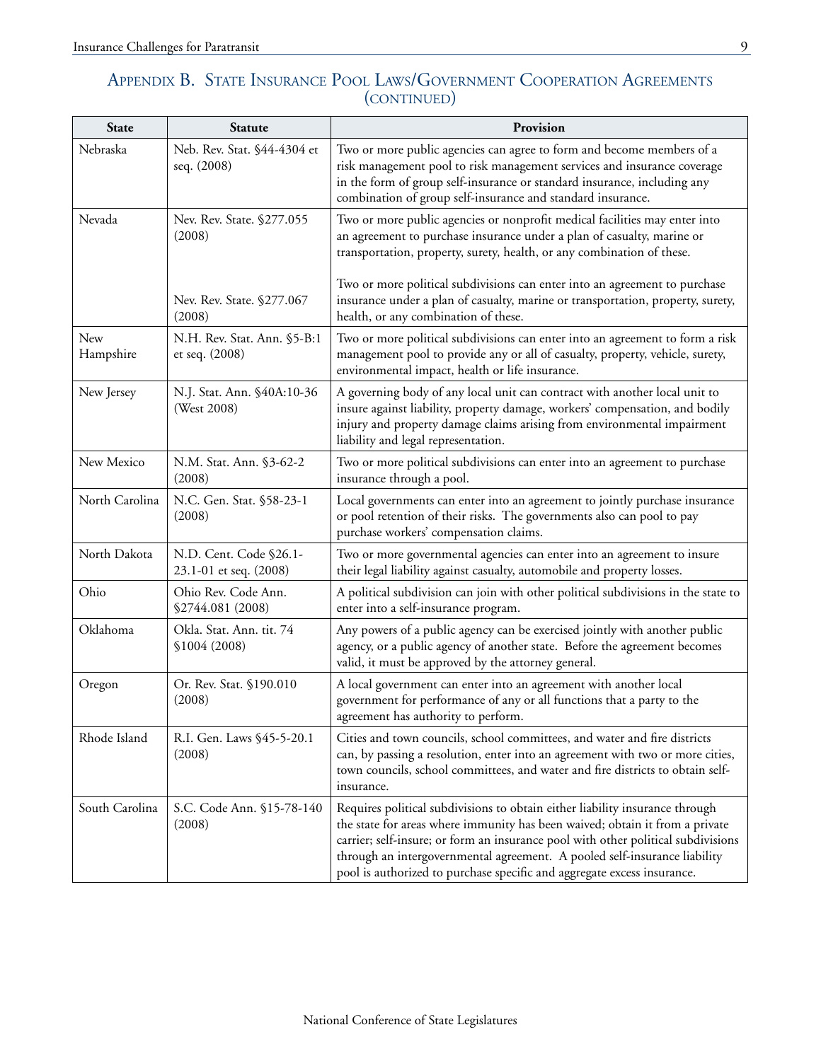## Appendix B. State Insurance Pool Laws/Government Cooperation Agreements (continued)

| State | Statute | Provision |
|---|---|---|
| Nebraska | Neb. Rev. Stat. §44-4304 et seq. (2008) | Two or more public agencies can agree to form and become members of a risk management pool to risk management services and insurance coverage in the form of group self-insurance or standard insurance, including any combination of group self-insurance and standard insurance. |
| Nevada | Nev. Rev. State. §277.055 (2008)<br><br>Nev. Rev. State. §277.067 (2008) | Two or more public agencies or nonprofit medical facilities may enter into an agreement to purchase insurance under a plan of casualty, marine or transportation, property, surety, health, or any combination of these.<br><br>Two or more political subdivisions can enter into an agreement to purchase insurance under a plan of casualty, marine or transportation, property, surety, health, or any combination of these. |
| New Hampshire | N.H. Rev. Stat. Ann. §5-B:1 et seq. (2008) | Two or more political subdivisions can enter into an agreement to form a risk management pool to provide any or all of casualty, property, vehicle, surety, environmental impact, health or life insurance. |
| New Jersey | N.J. Stat. Ann. §40A:10-36 (West 2008) | A governing body of any local unit can contract with another local unit to insure against liability, property damage, workers' compensation, and bodily injury and property damage claims arising from environmental impairment liability and legal representation. |
| New Mexico | N.M. Stat. Ann. §3-62-2 (2008) | Two or more political subdivisions can enter into an agreement to purchase insurance through a pool. |
| North Carolina | N.C. Gen. Stat. §58-23-1 (2008) | Local governments can enter into an agreement to jointly purchase insurance or pool retention of their risks. The governments also can pool to pay purchase workers' compensation claims. |
| North Dakota | N.D. Cent. Code §26.1-23.1-01 et seq. (2008) | Two or more governmental agencies can enter into an agreement to insure their legal liability against casualty, automobile and property losses. |
| Ohio | Ohio Rev. Code Ann. §2744.081 (2008) | A political subdivision can join with other political subdivisions in the state to enter into a self-insurance program. |
| Oklahoma | Okla. Stat. Ann. tit. 74 §1004 (2008) | Any powers of a public agency can be exercised jointly with another public agency, or a public agency of another state. Before the agreement becomes valid, it must be approved by the attorney general. |
| Oregon | Or. Rev. Stat. §190.010 (2008) | A local government can enter into an agreement with another local government for performance of any or all functions that a party to the agreement has authority to perform. |
| Rhode Island | R.I. Gen. Laws §45-5-20.1 (2008) | Cities and town councils, school committees, and water and fire districts can, by passing a resolution, enter into an agreement with two or more cities, town councils, school committees, and water and fire districts to obtain self-insurance. |
| South Carolina | S.C. Code Ann. §15-78-140 (2008) | Requires political subdivisions to obtain either liability insurance through the state for areas where immunity has been waived; obtain it from a private carrier; self-insure; or form an insurance pool with other political subdivisions through an intergovernmental agreement. A pooled self-insurance liability pool is authorized to purchase specific and aggregate excess insurance. |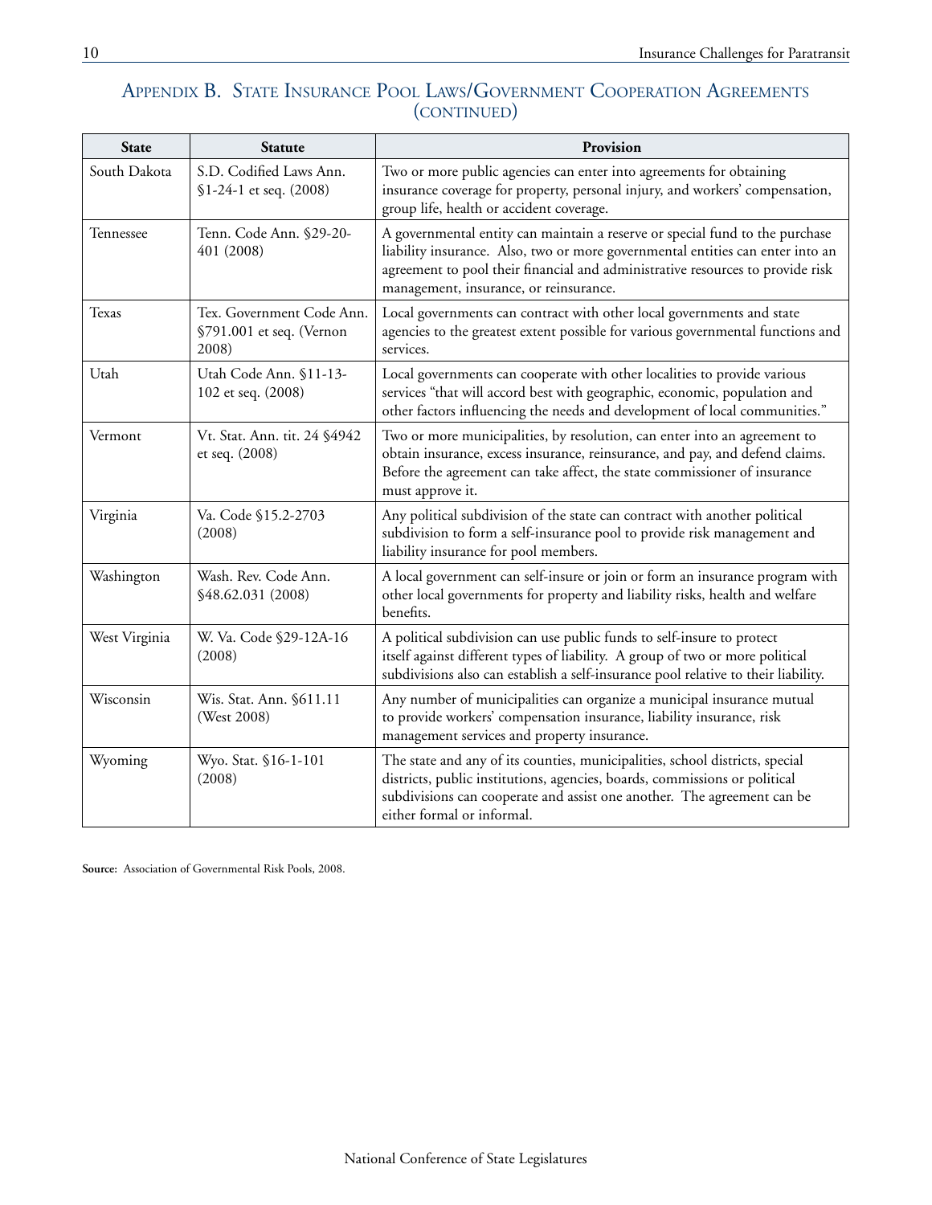## Appendix B. State Insurance Pool Laws/Government Cooperation Agreements (continued)

| State | Statute | Provision |
|---|---|---|
| South Dakota | S.D. Codified Laws Ann. §1-24-1 et seq. (2008) | Two or more public agencies can enter into agreements for obtaining insurance coverage for property, personal injury, and workers' compensation, group life, health or accident coverage. |
| Tennessee | Tenn. Code Ann. §29-20-401 (2008) | A governmental entity can maintain a reserve or special fund to the purchase liability insurance. Also, two or more governmental entities can enter into an agreement to pool their financial and administrative resources to provide risk management, insurance, or reinsurance. |
| Texas | Tex. Government Code Ann. §791.001 et seq. (Vernon 2008) | Local governments can contract with other local governments and state agencies to the greatest extent possible for various governmental functions and services. |
| Utah | Utah Code Ann. §11-13-102 et seq. (2008) | Local governments can cooperate with other localities to provide various services "that will accord best with geographic, economic, population and other factors influencing the needs and development of local communities." |
| Vermont | Vt. Stat. Ann. tit. 24 §4942 et seq. (2008) | Two or more municipalities, by resolution, can enter into an agreement to obtain insurance, excess insurance, reinsurance, and pay, and defend claims. Before the agreement can take affect, the state commissioner of insurance must approve it. |
| Virginia | Va. Code §15.2-2703 (2008) | Any political subdivision of the state can contract with another political subdivision to form a self-insurance pool to provide risk management and liability insurance for pool members. |
| Washington | Wash. Rev. Code Ann. §48.62.031 (2008) | A local government can self-insure or join or form an insurance program with other local governments for property and liability risks, health and welfare benefits. |
| West Virginia | W. Va. Code §29-12A-16 (2008) | A political subdivision can use public funds to self-insure to protect itself against different types of liability. A group of two or more political subdivisions also can establish a self-insurance pool relative to their liability. |
| Wisconsin | Wis. Stat. Ann. §611.11 (West 2008) | Any number of municipalities can organize a municipal insurance mutual to provide workers' compensation insurance, liability insurance, risk management services and property insurance. |
| Wyoming | Wyo. Stat. §16-1-101 (2008) | The state and any of its counties, municipalities, school districts, special districts, public institutions, agencies, boards, commissions or political subdivisions can cooperate and assist one another. The agreement can be either formal or informal. |

**Source:** Association of Governmental Risk Pools, 2008.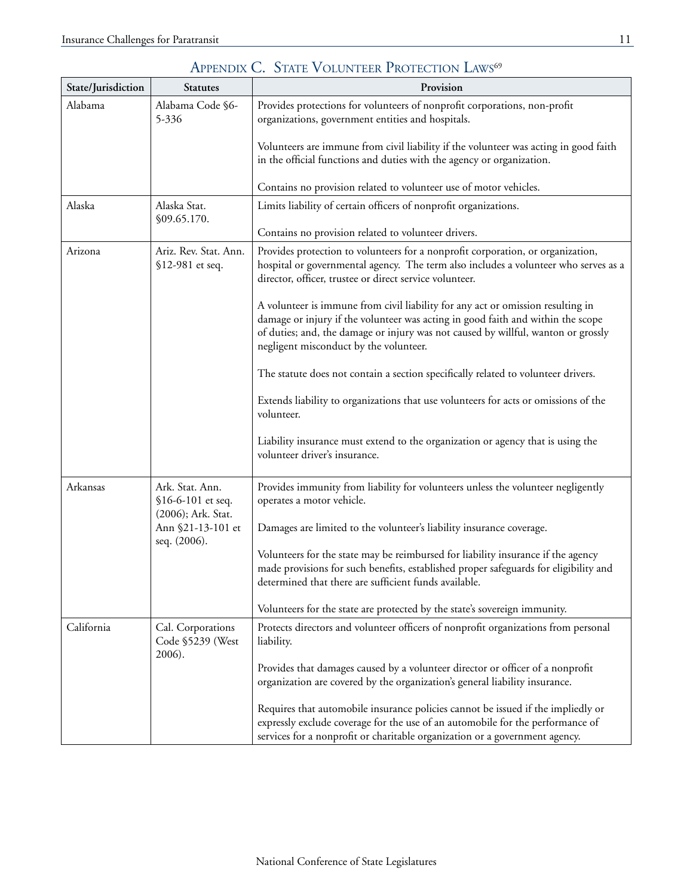## Appendix C. State Volunteer Protection Laws[69]

| State/Jurisdiction | Statutes | Provision |
|---|---|---|
| Alabama | Alabama Code §6-5-336 | Provides protections for volunteers of nonprofit corporations, non-profit organizations, government entities and hospitals.<br><br>Volunteers are immune from civil liability if the volunteer was acting in good faith in the official functions and duties with the agency or organization.<br><br>Contains no provision related to volunteer use of motor vehicles. |
| Alaska | Alaska Stat. §09.65.170. | Limits liability of certain officers of nonprofit organizations.<br><br>Contains no provision related to volunteer drivers. |
| Arizona | Ariz. Rev. Stat. Ann. §12-981 et seq. | Provides protection to volunteers for a nonprofit corporation, or organization, hospital or governmental agency. The term also includes a volunteer who serves as a director, officer, trustee or direct service volunteer.<br><br>A volunteer is immune from civil liability for any act or omission resulting in damage or injury if the volunteer was acting in good faith and within the scope of duties; and, the damage or injury was not caused by willful, wanton or grossly negligent misconduct by the volunteer.<br><br>The statute does not contain a section specifically related to volunteer drivers.<br><br>Extends liability to organizations that use volunteers for acts or omissions of the volunteer.<br><br>Liability insurance must extend to the organization or agency that is using the volunteer driver's insurance. |
| Arkansas | Ark. Stat. Ann. §16-6-101 et seq. (2006); Ark. Stat. Ann §21-13-101 et seq. (2006). | Provides immunity from liability for volunteers unless the volunteer negligently operates a motor vehicle.<br><br>Damages are limited to the volunteer's liability insurance coverage.<br><br>Volunteers for the state may be reimbursed for liability insurance if the agency made provisions for such benefits, established proper safeguards for eligibility and determined that there are sufficient funds available.<br><br>Volunteers for the state are protected by the state's sovereign immunity. |
| California | Cal. Corporations Code §5239 (West 2006). | Protects directors and volunteer officers of nonprofit organizations from personal liability.<br><br>Provides that damages caused by a volunteer director or officer of a nonprofit organization are covered by the organization's general liability insurance.<br><br>Requires that automobile insurance policies cannot be issued if the impliedly or expressly exclude coverage for the use of an automobile for the performance of services for a nonprofit or charitable organization or a government agency. |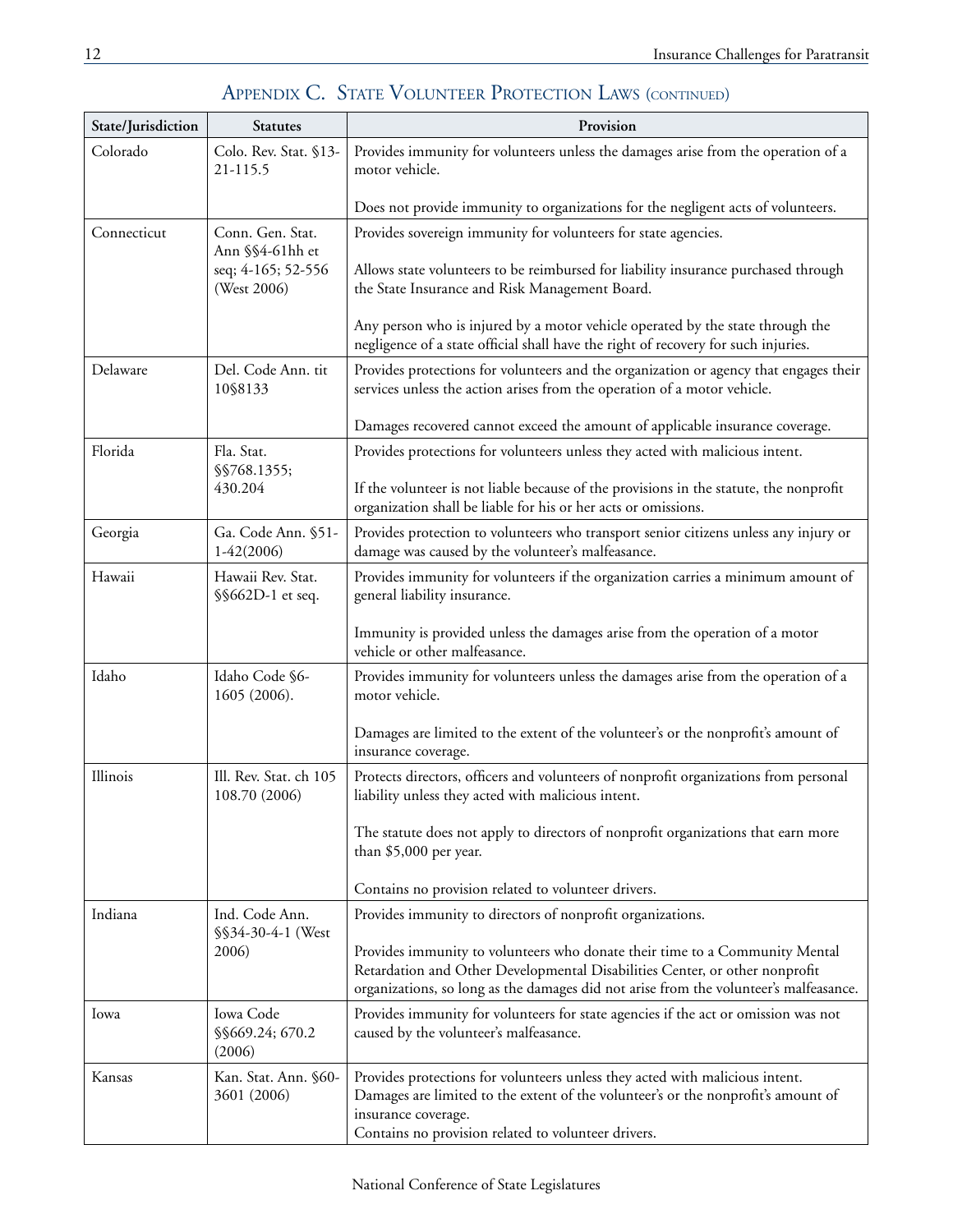## Appendix C. State Volunteer Protection Laws (continued)

| State/Jurisdiction | Statutes | Provision |
|---|---|---|
| Colorado | Colo. Rev. Stat. §13-21-115.5 | Provides immunity for volunteers unless the damages arise from the operation of a motor vehicle.<br><br>Does not provide immunity to organizations for the negligent acts of volunteers. |
| Connecticut | Conn. Gen. Stat. Ann §§4-61hh et seq; 4-165; 52-556 (West 2006) | Provides sovereign immunity for volunteers for state agencies.<br><br>Allows state volunteers to be reimbursed for liability insurance purchased through the State Insurance and Risk Management Board.<br><br>Any person who is injured by a motor vehicle operated by the state through the negligence of a state official shall have the right of recovery for such injuries. |
| Delaware | Del. Code Ann. tit 10§8133 | Provides protections for volunteers and the organization or agency that engages their services unless the action arises from the operation of a motor vehicle.<br><br>Damages recovered cannot exceed the amount of applicable insurance coverage. |
| Florida | Fla. Stat. §§768.1355; 430.204 | Provides protections for volunteers unless they acted with malicious intent.<br><br>If the volunteer is not liable because of the provisions in the statute, the nonprofit organization shall be liable for his or her acts or omissions. |
| Georgia | Ga. Code Ann. §51-1-42(2006) | Provides protection to volunteers who transport senior citizens unless any injury or damage was caused by the volunteer's malfeasance. |
| Hawaii | Hawaii Rev. Stat. §§662D-1 et seq. | Provides immunity for volunteers if the organization carries a minimum amount of general liability insurance.<br><br>Immunity is provided unless the damages arise from the operation of a motor vehicle or other malfeasance. |
| Idaho | Idaho Code §6-1605 (2006). | Provides immunity for volunteers unless the damages arise from the operation of a motor vehicle.<br><br>Damages are limited to the extent of the volunteer's or the nonprofit's amount of insurance coverage. |
| Illinois | Ill. Rev. Stat. ch 105 108.70 (2006) | Protects directors, officers and volunteers of nonprofit organizations from personal liability unless they acted with malicious intent.<br><br>The statute does not apply to directors of nonprofit organizations that earn more than $5,000 per year.<br><br>Contains no provision related to volunteer drivers. |
| Indiana | Ind. Code Ann. §§34-30-4-1 (West 2006) | Provides immunity to directors of nonprofit organizations.<br><br>Provides immunity to volunteers who donate their time to a Community Mental Retardation and Other Developmental Disabilities Center, or other nonprofit organizations, so long as the damages did not arise from the volunteer's malfeasance. |
| Iowa | Iowa Code §§669.24; 670.2 (2006) | Provides immunity for volunteers for state agencies if the act or omission was not caused by the volunteer's malfeasance. |
| Kansas | Kan. Stat. Ann. §60-3601 (2006) | Provides protections for volunteers unless they acted with malicious intent.<br>Damages are limited to the extent of the volunteer's or the nonprofit's amount of insurance coverage.<br>Contains no provision related to volunteer drivers. |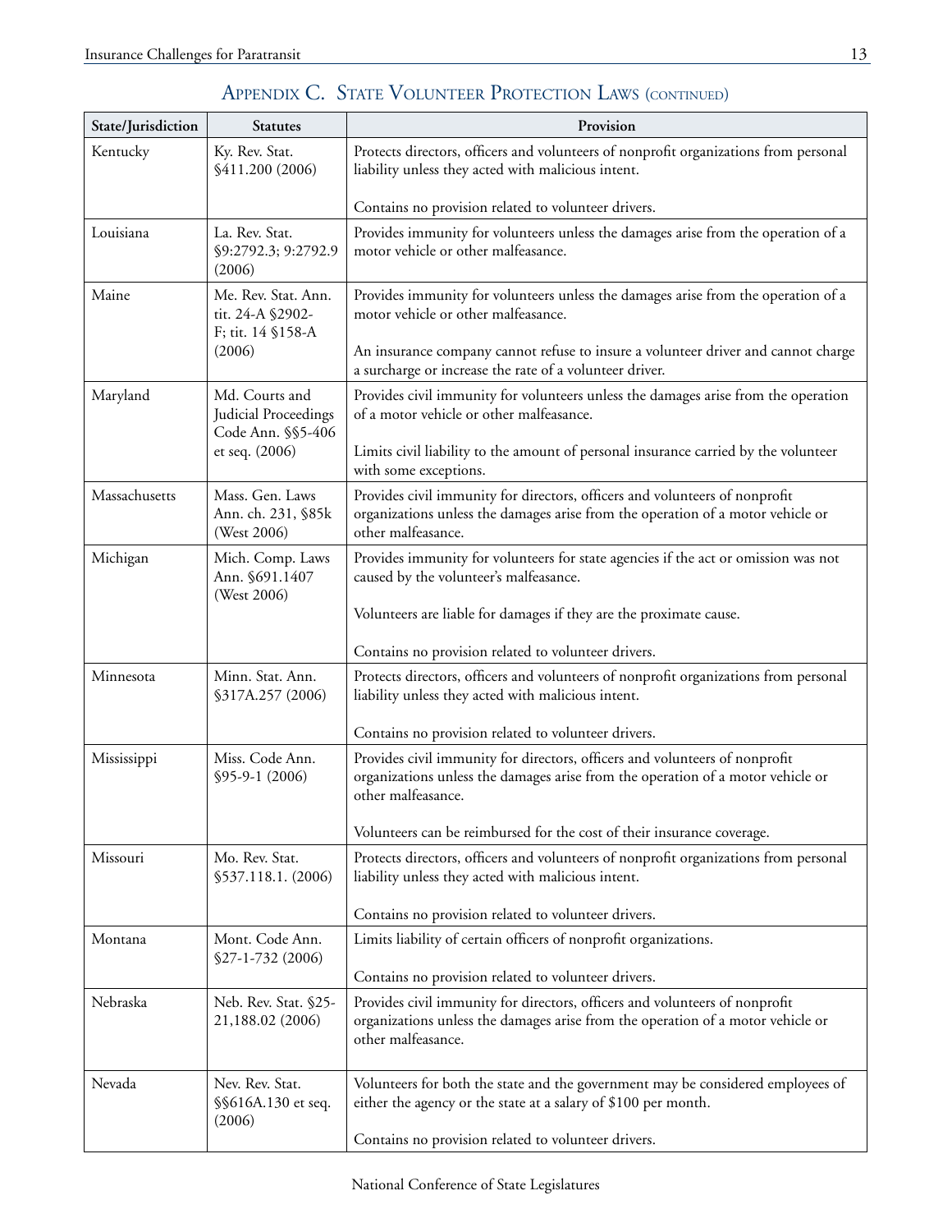## Appendix C. State Volunteer Protection Laws (continued)

| State/Jurisdiction | Statutes | Provision |
|---|---|---|
| Kentucky | Ky. Rev. Stat. §411.200 (2006) | Protects directors, officers and volunteers of nonprofit organizations from personal liability unless they acted with malicious intent.<br><br>Contains no provision related to volunteer drivers. |
| Louisiana | La. Rev. Stat. §9:2792.3; 9:2792.9 (2006) | Provides immunity for volunteers unless the damages arise from the operation of a motor vehicle or other malfeasance. |
| Maine | Me. Rev. Stat. Ann. tit. 24-A §2902-F; tit. 14 §158-A (2006) | Provides immunity for volunteers unless the damages arise from the operation of a motor vehicle or other malfeasance.<br><br>An insurance company cannot refuse to insure a volunteer driver and cannot charge a surcharge or increase the rate of a volunteer driver. |
| Maryland | Md. Courts and Judicial Proceedings Code Ann. §§5-406 et seq. (2006) | Provides civil immunity for volunteers unless the damages arise from the operation of a motor vehicle or other malfeasance.<br><br>Limits civil liability to the amount of personal insurance carried by the volunteer with some exceptions. |
| Massachusetts | Mass. Gen. Laws Ann. ch. 231, §85k (West 2006) | Provides civil immunity for directors, officers and volunteers of nonprofit organizations unless the damages arise from the operation of a motor vehicle or other malfeasance. |
| Michigan | Mich. Comp. Laws Ann. §691.1407 (West 2006) | Provides immunity for volunteers for state agencies if the act or omission was not caused by the volunteer's malfeasance.<br><br>Volunteers are liable for damages if they are the proximate cause.<br><br>Contains no provision related to volunteer drivers. |
| Minnesota | Minn. Stat. Ann. §317A.257 (2006) | Protects directors, officers and volunteers of nonprofit organizations from personal liability unless they acted with malicious intent.<br><br>Contains no provision related to volunteer drivers. |
| Mississippi | Miss. Code Ann. §95-9-1 (2006) | Provides civil immunity for directors, officers and volunteers of nonprofit organizations unless the damages arise from the operation of a motor vehicle or other malfeasance.<br><br>Volunteers can be reimbursed for the cost of their insurance coverage. |
| Missouri | Mo. Rev. Stat. §537.118.1. (2006) | Protects directors, officers and volunteers of nonprofit organizations from personal liability unless they acted with malicious intent.<br><br>Contains no provision related to volunteer drivers. |
| Montana | Mont. Code Ann. §27-1-732 (2006) | Limits liability of certain officers of nonprofit organizations.<br><br>Contains no provision related to volunteer drivers. |
| Nebraska | Neb. Rev. Stat. §25-21,188.02 (2006) | Provides civil immunity for directors, officers and volunteers of nonprofit organizations unless the damages arise from the operation of a motor vehicle or other malfeasance. |
| Nevada | Nev. Rev. Stat. §§616A.130 et seq. (2006) | Volunteers for both the state and the government may be considered employees of either the agency or the state at a salary of $100 per month.<br><br>Contains no provision related to volunteer drivers. |

National Conference of State Legislatures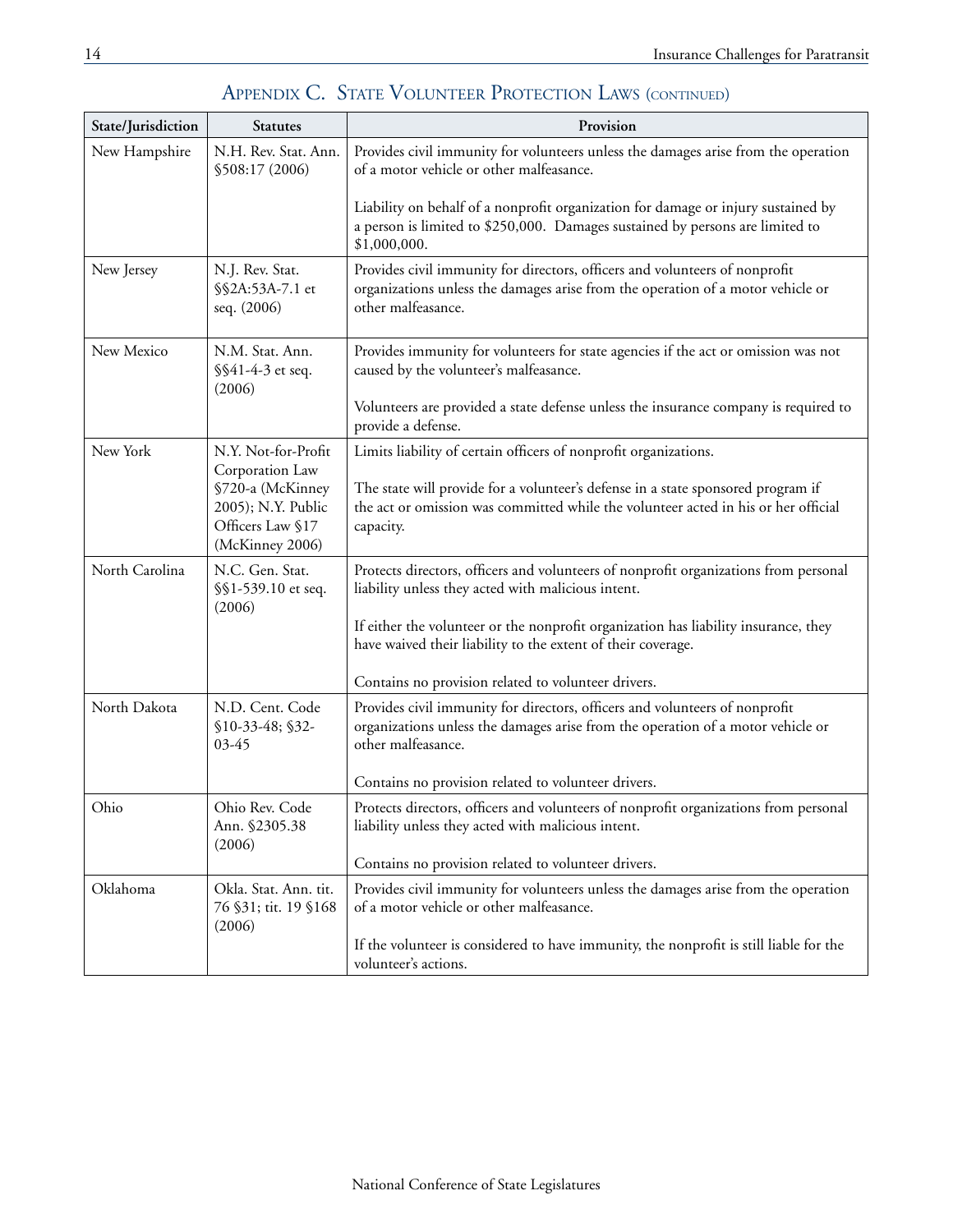## Appendix C. State Volunteer Protection Laws (continued)

| State/Jurisdiction | Statutes | Provision |
|---|---|---|
| New Hampshire | N.H. Rev. Stat. Ann. §508:17 (2006) | Provides civil immunity for volunteers unless the damages arise from the operation of a motor vehicle or other malfeasance.<br><br>Liability on behalf of a nonprofit organization for damage or injury sustained by a person is limited to $250,000. Damages sustained by persons are limited to $1,000,000. |
| New Jersey | N.J. Rev. Stat. §§2A:53A-7.1 et seq. (2006) | Provides civil immunity for directors, officers and volunteers of nonprofit organizations unless the damages arise from the operation of a motor vehicle or other malfeasance. |
| New Mexico | N.M. Stat. Ann. §§41-4-3 et seq. (2006) | Provides immunity for volunteers for state agencies if the act or omission was not caused by the volunteer's malfeasance.<br><br>Volunteers are provided a state defense unless the insurance company is required to provide a defense. |
| New York | N.Y. Not-for-Profit Corporation Law §720-a (McKinney 2005); N.Y. Public Officers Law §17 (McKinney 2006) | Limits liability of certain officers of nonprofit organizations.<br><br>The state will provide for a volunteer's defense in a state sponsored program if the act or omission was committed while the volunteer acted in his or her official capacity. |
| North Carolina | N.C. Gen. Stat. §§1-539.10 et seq. (2006) | Protects directors, officers and volunteers of nonprofit organizations from personal liability unless they acted with malicious intent.<br><br>If either the volunteer or the nonprofit organization has liability insurance, they have waived their liability to the extent of their coverage.<br><br>Contains no provision related to volunteer drivers. |
| North Dakota | N.D. Cent. Code §10-33-48; §32-03-45 | Provides civil immunity for directors, officers and volunteers of nonprofit organizations unless the damages arise from the operation of a motor vehicle or other malfeasance.<br><br>Contains no provision related to volunteer drivers. |
| Ohio | Ohio Rev. Code Ann. §2305.38 (2006) | Protects directors, officers and volunteers of nonprofit organizations from personal liability unless they acted with malicious intent.<br><br>Contains no provision related to volunteer drivers. |
| Oklahoma | Okla. Stat. Ann. tit. 76 §31; tit. 19 §168 (2006) | Provides civil immunity for volunteers unless the damages arise from the operation of a motor vehicle or other malfeasance.<br><br>If the volunteer is considered to have immunity, the nonprofit is still liable for the volunteer's actions. |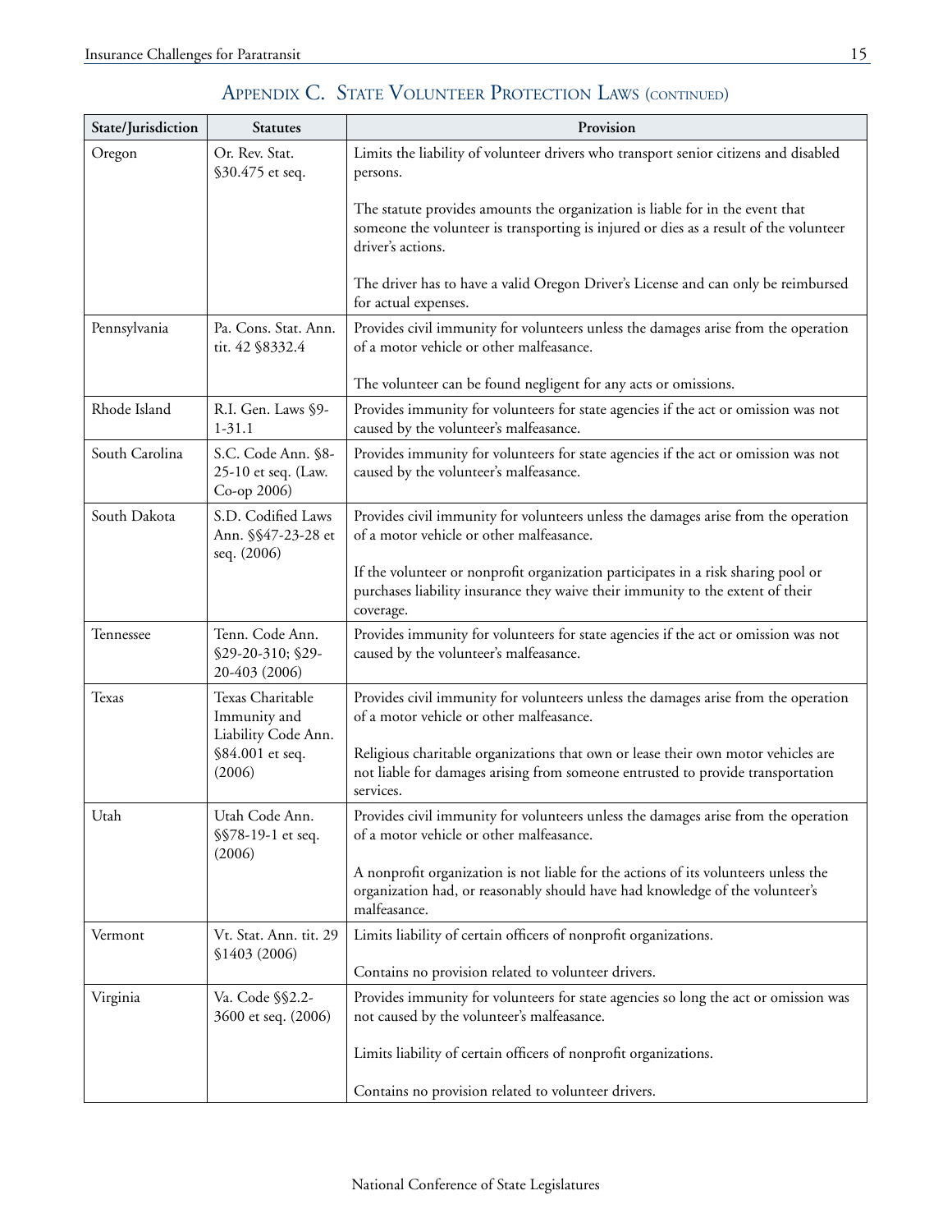## Appendix C. State Volunteer Protection Laws (continued)

| State/Jurisdiction | Statutes | Provision |
|---|---|---|
| Oregon | Or. Rev. Stat. §30.475 et seq. | Limits the liability of volunteer drivers who transport senior citizens and disabled persons.<br><br>The statute provides amounts the organization is liable for in the event that someone the volunteer is transporting is injured or dies as a result of the volunteer driver's actions.<br><br>The driver has to have a valid Oregon Driver's License and can only be reimbursed for actual expenses. |
| Pennsylvania | Pa. Cons. Stat. Ann. tit. 42 §8332.4 | Provides civil immunity for volunteers unless the damages arise from the operation of a motor vehicle or other malfeasance.<br><br>The volunteer can be found negligent for any acts or omissions. |
| Rhode Island | R.I. Gen. Laws §9-1-31.1 | Provides immunity for volunteers for state agencies if the act or omission was not caused by the volunteer's malfeasance. |
| South Carolina | S.C. Code Ann. §8-25-10 et seq. (Law. Co-op 2006) | Provides immunity for volunteers for state agencies if the act or omission was not caused by the volunteer's malfeasance. |
| South Dakota | S.D. Codified Laws Ann. §§47-23-28 et seq. (2006) | Provides civil immunity for volunteers unless the damages arise from the operation of a motor vehicle or other malfeasance.<br><br>If the volunteer or nonprofit organization participates in a risk sharing pool or purchases liability insurance they waive their immunity to the extent of their coverage. |
| Tennessee | Tenn. Code Ann. §29-20-310; §29-20-403 (2006) | Provides immunity for volunteers for state agencies if the act or omission was not caused by the volunteer's malfeasance. |
| Texas | Texas Charitable Immunity and Liability Code Ann. §84.001 et seq. (2006) | Provides civil immunity for volunteers unless the damages arise from the operation of a motor vehicle or other malfeasance.<br><br>Religious charitable organizations that own or lease their own motor vehicles are not liable for damages arising from someone entrusted to provide transportation services. |
| Utah | Utah Code Ann. §§78-19-1 et seq. (2006) | Provides civil immunity for volunteers unless the damages arise from the operation of a motor vehicle or other malfeasance.<br><br>A nonprofit organization is not liable for the actions of its volunteers unless the organization had, or reasonably should have had knowledge of the volunteer's malfeasance. |
| Vermont | Vt. Stat. Ann. tit. 29 §1403 (2006) | Limits liability of certain officers of nonprofit organizations.<br><br>Contains no provision related to volunteer drivers. |
| Virginia | Va. Code §§2.2-3600 et seq. (2006) | Provides immunity for volunteers for state agencies so long the act or omission was not caused by the volunteer's malfeasance.<br><br>Limits liability of certain officers of nonprofit organizations.<br><br>Contains no provision related to volunteer drivers. |

National Conference of State Legislatures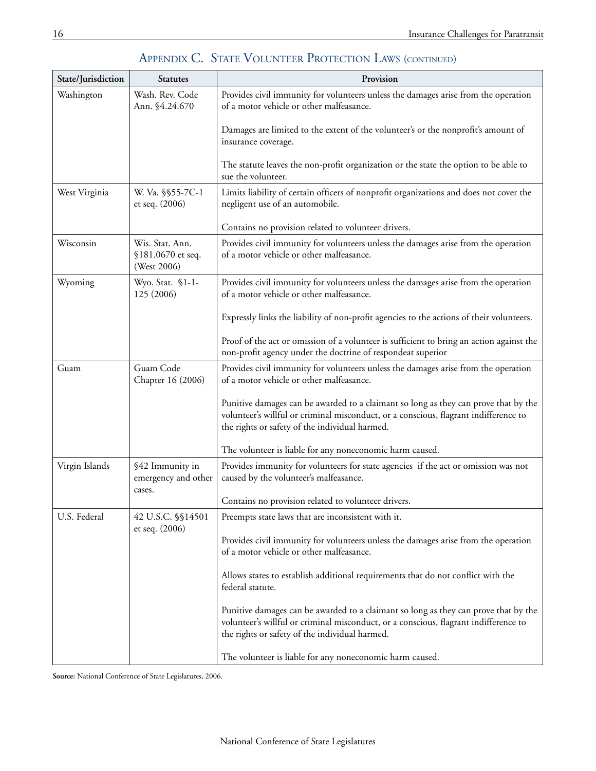## Appendix C. State Volunteer Protection Laws (continued)

| State/Jurisdiction | Statutes | Provision |
|---|---|---|
| Washington | Wash. Rev. Code Ann. §4.24.670 | Provides civil immunity for volunteers unless the damages arise from the operation of a motor vehicle or other malfeasance.<br><br>Damages are limited to the extent of the volunteer's or the nonprofit's amount of insurance coverage.<br><br>The statute leaves the non-profit organization or the state the option to be able to sue the volunteer. |
| West Virginia | W. Va. §§55-7C-1 et seq. (2006) | Limits liability of certain officers of nonprofit organizations and does not cover the negligent use of an automobile.<br><br>Contains no provision related to volunteer drivers. |
| Wisconsin | Wis. Stat. Ann. §181.0670 et seq. (West 2006) | Provides civil immunity for volunteers unless the damages arise from the operation of a motor vehicle or other malfeasance. |
| Wyoming | Wyo. Stat. §1-1-125 (2006) | Provides civil immunity for volunteers unless the damages arise from the operation of a motor vehicle or other malfeasance.<br><br>Expressly links the liability of non-profit agencies to the actions of their volunteers.<br><br>Proof of the act or omission of a volunteer is sufficient to bring an action against the non-profit agency under the doctrine of respondeat superior |
| Guam | Guam Code Chapter 16 (2006) | Provides civil immunity for volunteers unless the damages arise from the operation of a motor vehicle or other malfeasance.<br><br>Punitive damages can be awarded to a claimant so long as they can prove that by the volunteer's willful or criminal misconduct, or a conscious, flagrant indifference to the rights or safety of the individual harmed.<br><br>The volunteer is liable for any noneconomic harm caused. |
| Virgin Islands | §42 Immunity in emergency and other cases. | Provides immunity for volunteers for state agencies if the act or omission was not caused by the volunteer's malfeasance.<br><br>Contains no provision related to volunteer drivers. |
| U.S. Federal | 42 U.S.C. §§14501 et seq. (2006) | Preempts state laws that are inconsistent with it.<br><br>Provides civil immunity for volunteers unless the damages arise from the operation of a motor vehicle or other malfeasance.<br><br>Allows states to establish additional requirements that do not conflict with the federal statute.<br><br>Punitive damages can be awarded to a claimant so long as they can prove that by the volunteer's willful or criminal misconduct, or a conscious, flagrant indifference to the rights or safety of the individual harmed.<br><br>The volunteer is liable for any noneconomic harm caused. |

**Source:** National Conference of State Legislatures, 2006.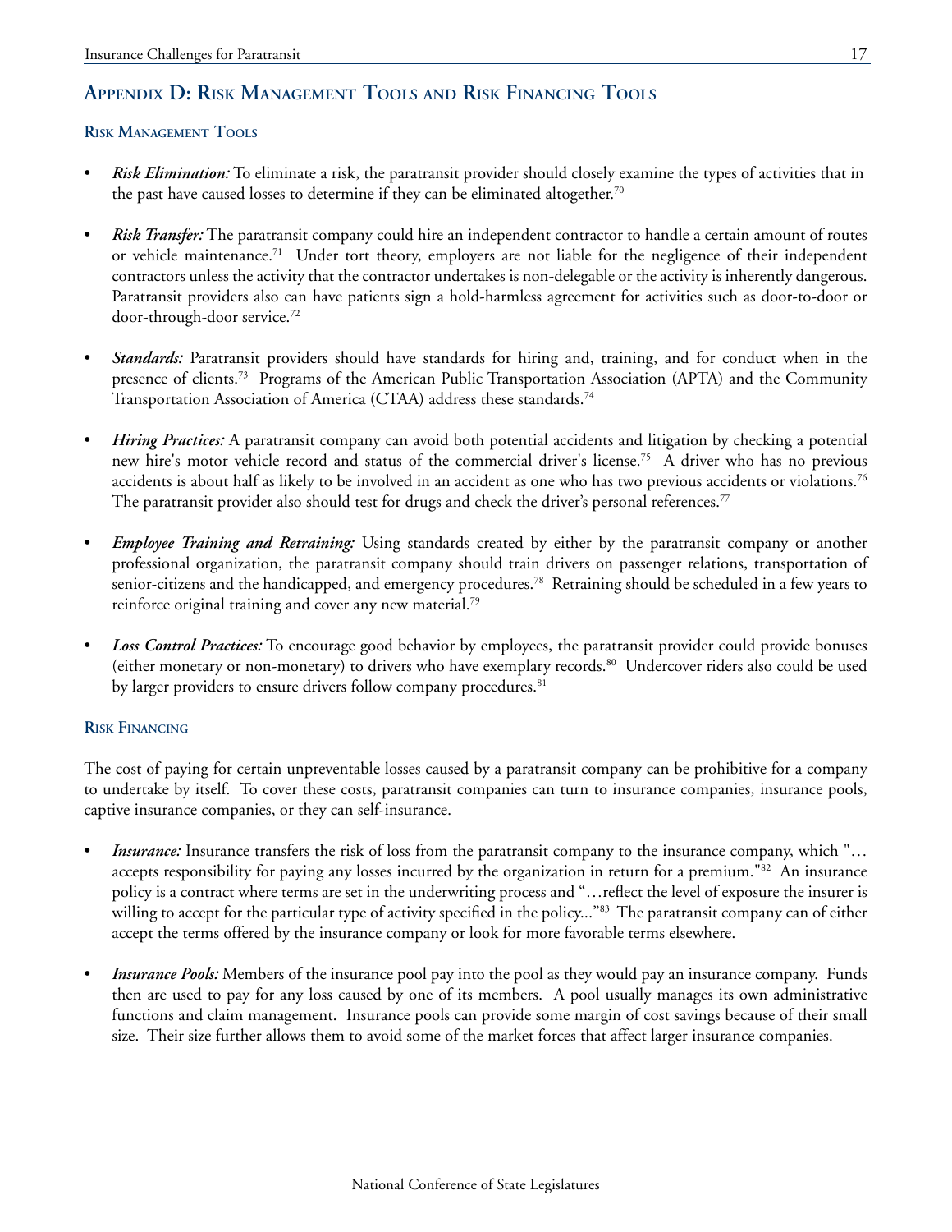## Appendix D: Risk Management Tools and Risk Financing Tools

### Risk Management Tools

- ***Risk Elimination:*** To eliminate a risk, the paratransit provider should closely examine the types of activities that in the past have caused losses to determine if they can be eliminated altogether.[70]

- ***Risk Transfer:*** The paratransit company could hire an independent contractor to handle a certain amount of routes or vehicle maintenance.[71] Under tort theory, employers are not liable for the negligence of their independent contractors unless the activity that the contractor undertakes is non-delegable or the activity is inherently dangerous. Paratransit providers also can have patients sign a hold-harmless agreement for activities such as door-to-door or door-through-door service.[72]

- ***Standards:*** Paratransit providers should have standards for hiring and, training, and for conduct when in the presence of clients.[73] Programs of the American Public Transportation Association (APTA) and the Community Transportation Association of America (CTAA) address these standards.[74]

- ***Hiring Practices:*** A paratransit company can avoid both potential accidents and litigation by checking a potential new hire's motor vehicle record and status of the commercial driver's license.[75] A driver who has no previous accidents is about half as likely to be involved in an accident as one who has two previous accidents or violations.[76] The paratransit provider also should test for drugs and check the driver's personal references.[77]

- ***Employee Training and Retraining:*** Using standards created by either by the paratransit company or another professional organization, the paratransit company should train drivers on passenger relations, transportation of senior-citizens and the handicapped, and emergency procedures.[78] Retraining should be scheduled in a few years to reinforce original training and cover any new material.[79]

- ***Loss Control Practices:*** To encourage good behavior by employees, the paratransit provider could provide bonuses (either monetary or non-monetary) to drivers who have exemplary records.[80] Undercover riders also could be used by larger providers to ensure drivers follow company procedures.[81]

### Risk Financing

The cost of paying for certain unpreventable losses caused by a paratransit company can be prohibitive for a company to undertake by itself. To cover these costs, paratransit companies can turn to insurance companies, insurance pools, captive insurance companies, or they can self-insurance.

- ***Insurance:*** Insurance transfers the risk of loss from the paratransit company to the insurance company, which "…accepts responsibility for paying any losses incurred by the organization in return for a premium."[82] An insurance policy is a contract where terms are set in the underwriting process and "…reflect the level of exposure the insurer is willing to accept for the particular type of activity specified in the policy..."[83] The paratransit company can of either accept the terms offered by the insurance company or look for more favorable terms elsewhere.

- ***Insurance Pools:*** Members of the insurance pool pay into the pool as they would pay an insurance company. Funds then are used to pay for any loss caused by one of its members. A pool usually manages its own administrative functions and claim management. Insurance pools can provide some margin of cost savings because of their small size. Their size further allows them to avoid some of the market forces that affect larger insurance companies.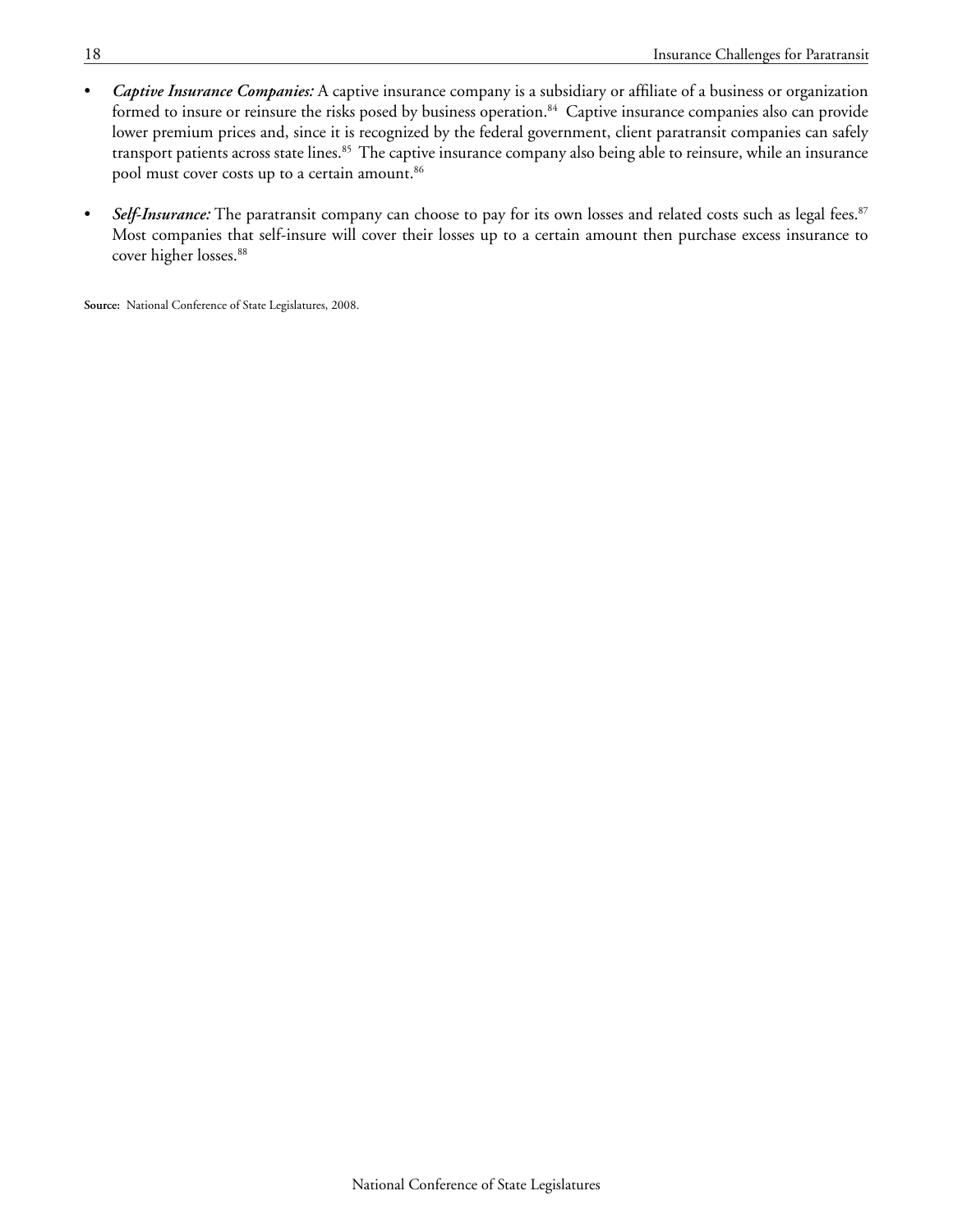- ***Captive Insurance Companies:*** A captive insurance company is a subsidiary or affiliate of a business or organization formed to insure or reinsure the risks posed by business operation.[84] Captive insurance companies also can provide lower premium prices and, since it is recognized by the federal government, client paratransit companies can safely transport patients across state lines.[85] The captive insurance company also being able to reinsure, while an insurance pool must cover costs up to a certain amount.[86]

- ***Self-Insurance:*** The paratransit company can choose to pay for its own losses and related costs such as legal fees.[87] Most companies that self-insure will cover their losses up to a certain amount then purchase excess insurance to cover higher losses.[88]

**Source:** National Conference of State Legislatures, 2008.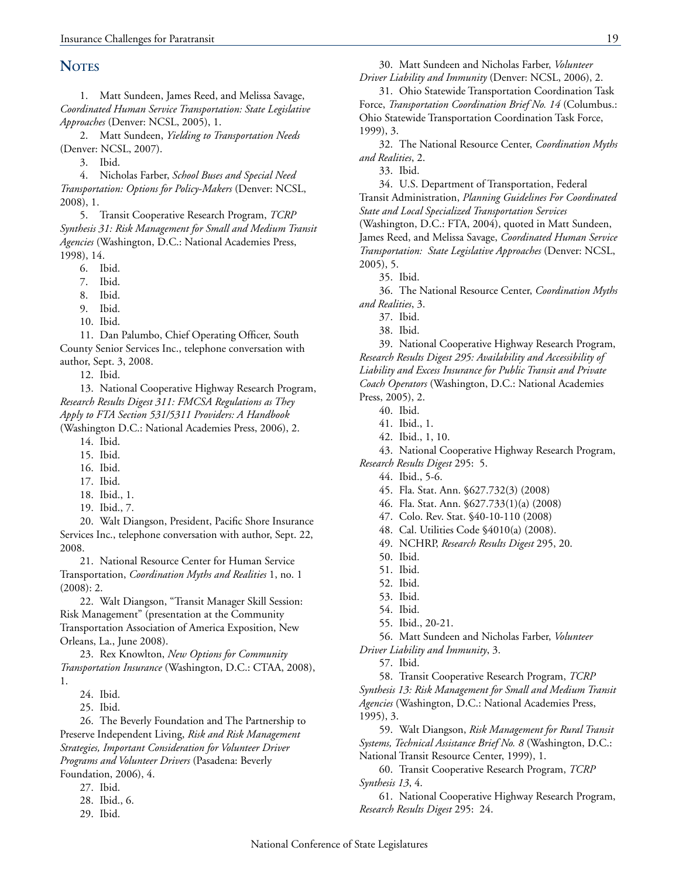## Notes

1. Matt Sundeen, James Reed, and Melissa Savage, *Coordinated Human Service Transportation: State Legislative Approaches* (Denver: NCSL, 2005), 1.

2. Matt Sundeen, *Yielding to Transportation Needs* (Denver: NCSL, 2007).

3. Ibid.

4. Nicholas Farber, *School Buses and Special Need Transportation: Options for Policy-Makers* (Denver: NCSL, 2008), 1.

5. Transit Cooperative Research Program, *TCRP Synthesis 31: Risk Management for Small and Medium Transit Agencies* (Washington, D.C.: National Academies Press, 1998), 14.

6. Ibid.

7. Ibid.

8. Ibid.

9. Ibid.

10. Ibid.

11. Dan Palumbo, Chief Operating Officer, South County Senior Services Inc., telephone conversation with author, Sept. 3, 2008.

12. Ibid.

13. National Cooperative Highway Research Program, *Research Results Digest 311: FMCSA Regulations as They Apply to FTA Section 531/5311 Providers: A Handbook* (Washington D.C.: National Academies Press, 2006), 2.

14. Ibid.

15. Ibid.

16. Ibid.

17. Ibid.

18. Ibid., 1.

19. Ibid., 7.

20. Walt Diangson, President, Pacific Shore Insurance Services Inc., telephone conversation with author, Sept. 22, 2008.

21. National Resource Center for Human Service Transportation, *Coordination Myths and Realities* 1, no. 1 (2008): 2.

22. Walt Diangson, "Transit Manager Skill Session: Risk Management" (presentation at the Community Transportation Association of America Exposition, New Orleans, La., June 2008).

23. Rex Knowlton, *New Options for Community Transportation Insurance* (Washington, D.C.: CTAA, 2008), 1.

24. Ibid.

25. Ibid.

26. The Beverly Foundation and The Partnership to Preserve Independent Living, *Risk and Risk Management Strategies, Important Consideration for Volunteer Driver Programs and Volunteer Drivers* (Pasadena: Beverly Foundation, 2006), 4.

27. Ibid.

28. Ibid., 6.

29. Ibid.

30. Matt Sundeen and Nicholas Farber, *Volunteer Driver Liability and Immunity* (Denver: NCSL, 2006), 2.

31. Ohio Statewide Transportation Coordination Task Force, *Transportation Coordination Brief No. 14* (Columbus.: Ohio Statewide Transportation Coordination Task Force, 1999), 3.

32. The National Resource Center, *Coordination Myths and Realities*, 2.

33. Ibid.

34. U.S. Department of Transportation, Federal Transit Administration, *Planning Guidelines For Coordinated State and Local Specialized Transportation Services* (Washington, D.C.: FTA, 2004), quoted in Matt Sundeen, James Reed, and Melissa Savage, *Coordinated Human Service Transportation: State Legislative Approaches* (Denver: NCSL, 2005), 5.

35. Ibid.

36. The National Resource Center, *Coordination Myths and Realities*, 3.

37. Ibid.

38. Ibid.

39. National Cooperative Highway Research Program, *Research Results Digest 295: Availability and Accessibility of Liability and Excess Insurance for Public Transit and Private Coach Operators* (Washington, D.C.: National Academies Press, 2005), 2.

40. Ibid.

41. Ibid., 1.

42. Ibid., 1, 10.

43. National Cooperative Highway Research Program, *Research Results Digest* 295: 5.

44. Ibid., 5-6.

45. Fla. Stat. Ann. §627.732(3) (2008)

46. Fla. Stat. Ann. §627.733(1)(a) (2008)

47. Colo. Rev. Stat. §40-10-110 (2008)

48. Cal. Utilities Code §4010(a) (2008).

49. NCHRP, *Research Results Digest* 295, 20.

50. Ibid.

51. Ibid.

52. Ibid.

53. Ibid.

54. Ibid.

55. Ibid., 20-21.

56. Matt Sundeen and Nicholas Farber, *Volunteer Driver Liability and Immunity*, 3.

57. Ibid.

58. Transit Cooperative Research Program, *TCRP Synthesis 13: Risk Management for Small and Medium Transit Agencies* (Washington, D.C.: National Academies Press, 1995), 3.

59. Walt Diangson, *Risk Management for Rural Transit Systems, Technical Assistance Brief No. 8* (Washington, D.C.: National Transit Resource Center, 1999), 1.

60. Transit Cooperative Research Program, *TCRP Synthesis 13*, 4.

61. National Cooperative Highway Research Program, *Research Results Digest* 295: 24.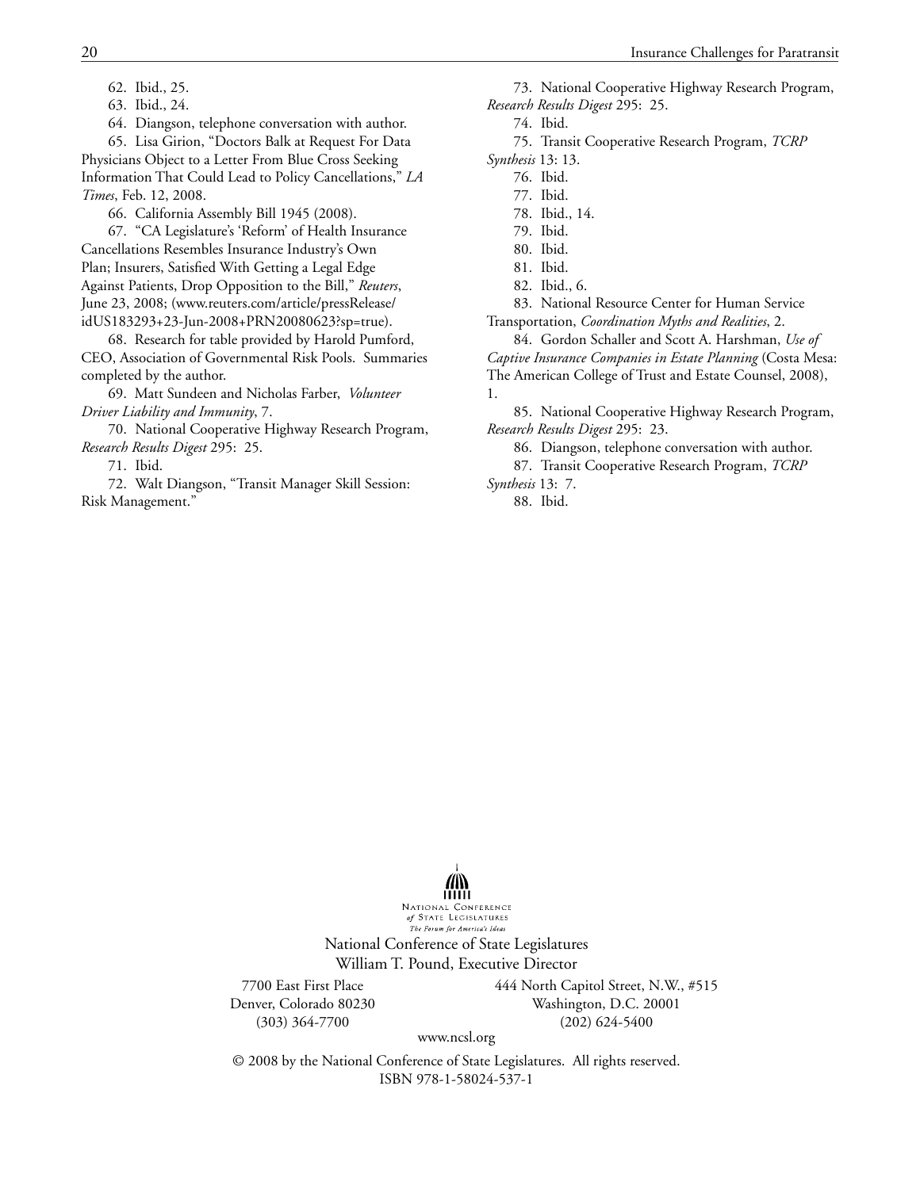62. Ibid., 25.

63. Ibid., 24.

64. Diangson, telephone conversation with author.

65. Lisa Girion, "Doctors Balk at Request For Data Physicians Object to a Letter From Blue Cross Seeking Information That Could Lead to Policy Cancellations," *LA Times*, Feb. 12, 2008.

66. California Assembly Bill 1945 (2008).

67. "CA Legislature's 'Reform' of Health Insurance Cancellations Resembles Insurance Industry's Own Plan; Insurers, Satisfied With Getting a Legal Edge Against Patients, Drop Opposition to the Bill," *Reuters*, June 23, 2008; (www.reuters.com/article/pressRelease/idUS183293+23-Jun-2008+PRN20080623?sp=true).

68. Research for table provided by Harold Pumford, CEO, Association of Governmental Risk Pools. Summaries completed by the author.

69. Matt Sundeen and Nicholas Farber, *Volunteer Driver Liability and Immunity*, 7.

70. National Cooperative Highway Research Program, *Research Results Digest* 295: 25.

71. Ibid.

72. Walt Diangson, "Transit Manager Skill Session: Risk Management."

73. National Cooperative Highway Research Program, *Research Results Digest* 295: 25.

74. Ibid.

75. Transit Cooperative Research Program, *TCRP Synthesis* 13: 13.

76. Ibid.

77. Ibid.

78. Ibid., 14.

79. Ibid.

80. Ibid.

81. Ibid.

82. Ibid., 6.

83. National Resource Center for Human Service Transportation, *Coordination Myths and Realities*, 2.

84. Gordon Schaller and Scott A. Harshman, *Use of Captive Insurance Companies in Estate Planning* (Costa Mesa: The American College of Trust and Estate Counsel, 2008), 1.

85. National Cooperative Highway Research Program, *Research Results Digest* 295: 23.

86. Diangson, telephone conversation with author.

87. Transit Cooperative Research Program, *TCRP Synthesis* 13: 7.

88. Ibid.

National Conference of State Legislatures
*The Forum for America's Ideas*

National Conference of State Legislatures
William T. Pound, Executive Director

7700 East First Place
Denver, Colorado 80230
(303) 364-7700

444 North Capitol Street, N.W., #515
Washington, D.C. 20001
(202) 624-5400

www.ncsl.org

© 2008 by the National Conference of State Legislatures. All rights reserved.
ISBN 978-1-58024-537-1